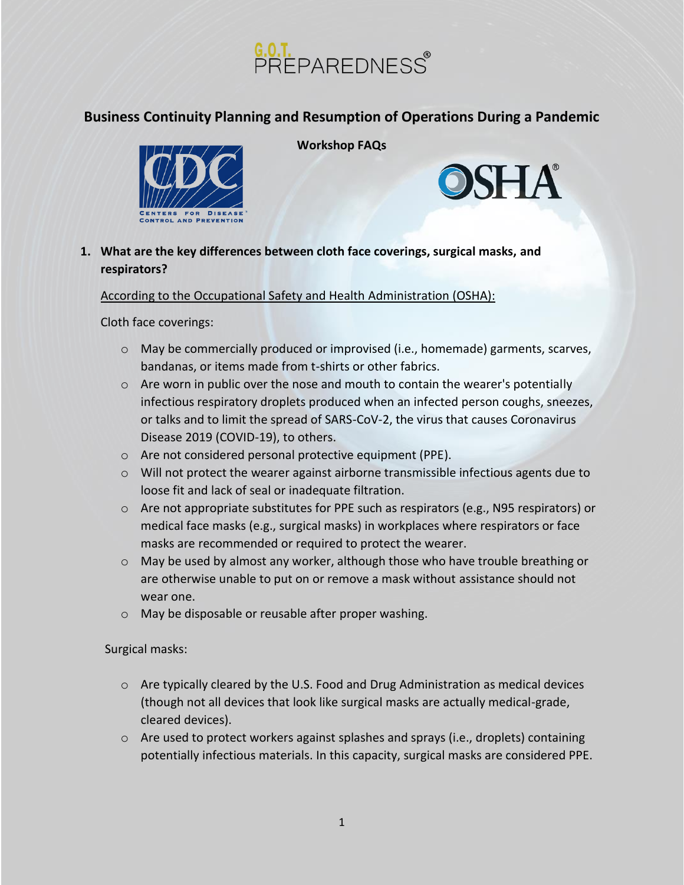# Business Continuity Planning and Resumption of Operations During a Pandemic

**Workshop FAQs**

1. **What are the key differences between cloth face coverings, surgical masks, and respirators?**

According to the Occupational Safety and Health Administration (OSHA):

Cloth face coverings:

- May be commercially produced or improvised (i.e., homemade) garments, scarves, bandanas, or items made from t-shirts or other fabrics.
- Are worn in public over the nose and mouth to contain the wearer's potentially infectious respiratory droplets produced when an infected person coughs, sneezes, or talks and to limit the spread of SARS-CoV-2, the virus that causes Coronavirus Disease 2019 (COVID-19), to others.
- Are not considered personal protective equipment (PPE).
- Will not protect the wearer against airborne transmissible infectious agents due to loose fit and lack of seal or inadequate filtration.
- Are not appropriate substitutes for PPE such as respirators (e.g., N95 respirators) or medical face masks (e.g., surgical masks) in workplaces where respirators or face masks are recommended or required to protect the wearer.
- May be used by almost any worker, although those who have trouble breathing or are otherwise unable to put on or remove a mask without assistance should not wear one.
- May be disposable or reusable after proper washing.

Surgical masks:

- Are typically cleared by the U.S. Food and Drug Administration as medical devices (though not all devices that look like surgical masks are actually medical-grade, cleared devices).
- Are used to protect workers against splashes and sprays (i.e., droplets) containing potentially infectious materials. In this capacity, surgical masks are considered PPE.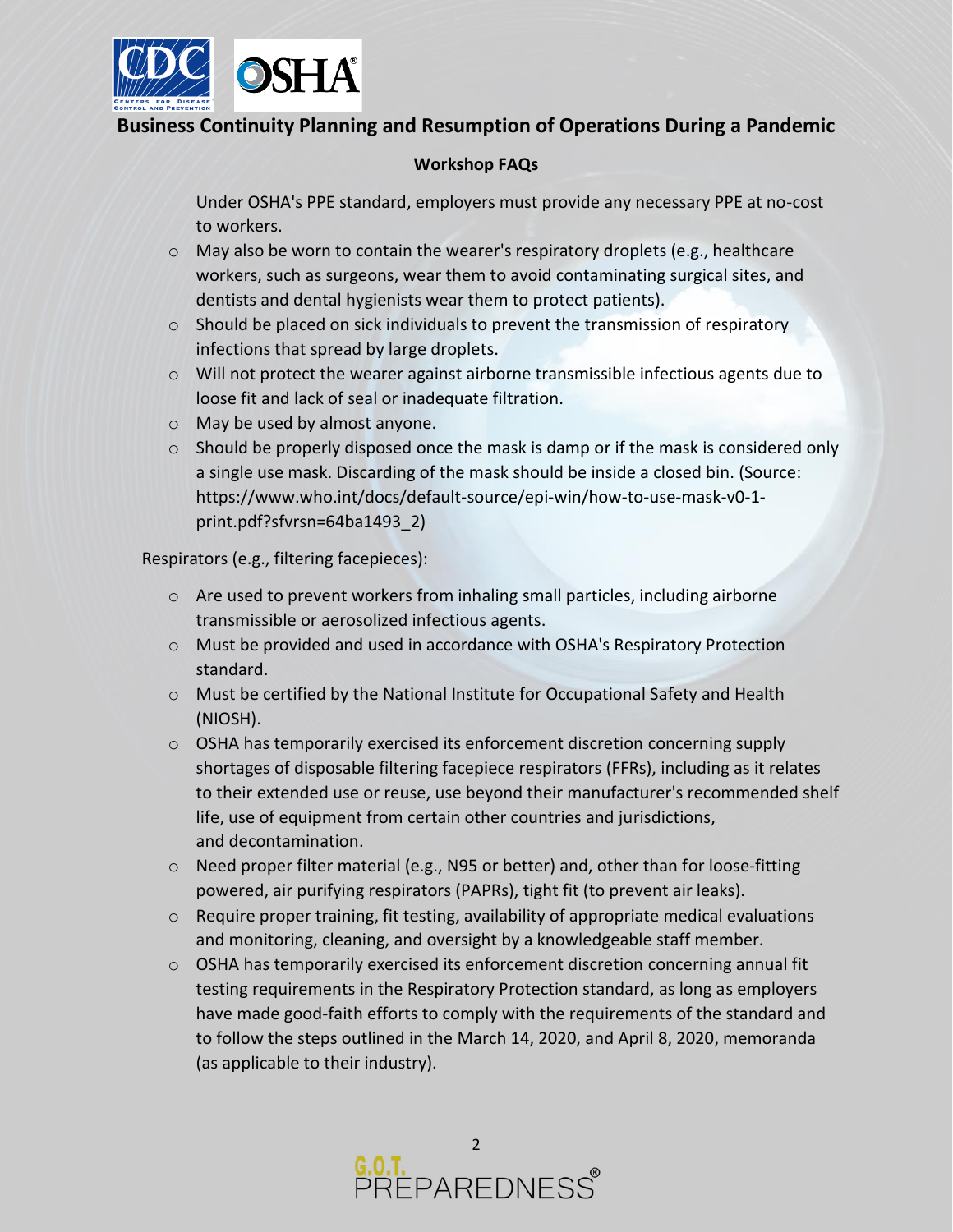Under OSHA's PPE standard, employers must provide any necessary PPE at no-cost to workers.

- May also be worn to contain the wearer's respiratory droplets (e.g., healthcare workers, such as surgeons, wear them to avoid contaminating surgical sites, and dentists and dental hygienists wear them to protect patients).
- Should be placed on sick individuals to prevent the transmission of respiratory infections that spread by large droplets.
- Will not protect the wearer against airborne transmissible infectious agents due to loose fit and lack of seal or inadequate filtration.
- May be used by almost anyone.
- Should be properly disposed once the mask is damp or if the mask is considered only a single use mask. Discarding of the mask should be inside a closed bin. (Source: https://www.who.int/docs/default-source/epi-win/how-to-use-mask-v0-1-print.pdf?sfvrsn=64ba1493_2)

Respirators (e.g., filtering facepieces):

- Are used to prevent workers from inhaling small particles, including airborne transmissible or aerosolized infectious agents.
- Must be provided and used in accordance with OSHA's Respiratory Protection standard.
- Must be certified by the National Institute for Occupational Safety and Health (NIOSH).
- OSHA has temporarily exercised its enforcement discretion concerning supply shortages of disposable filtering facepiece respirators (FFRs), including as it relates to their extended use or reuse, use beyond their manufacturer's recommended shelf life, use of equipment from certain other countries and jurisdictions, and decontamination.
- Need proper filter material (e.g., N95 or better) and, other than for loose-fitting powered, air purifying respirators (PAPRs), tight fit (to prevent air leaks).
- Require proper training, fit testing, availability of appropriate medical evaluations and monitoring, cleaning, and oversight by a knowledgeable staff member.
- OSHA has temporarily exercised its enforcement discretion concerning annual fit testing requirements in the Respiratory Protection standard, as long as employers have made good-faith efforts to comply with the requirements of the standard and to follow the steps outlined in the March 14, 2020, and April 8, 2020, memoranda (as applicable to their industry).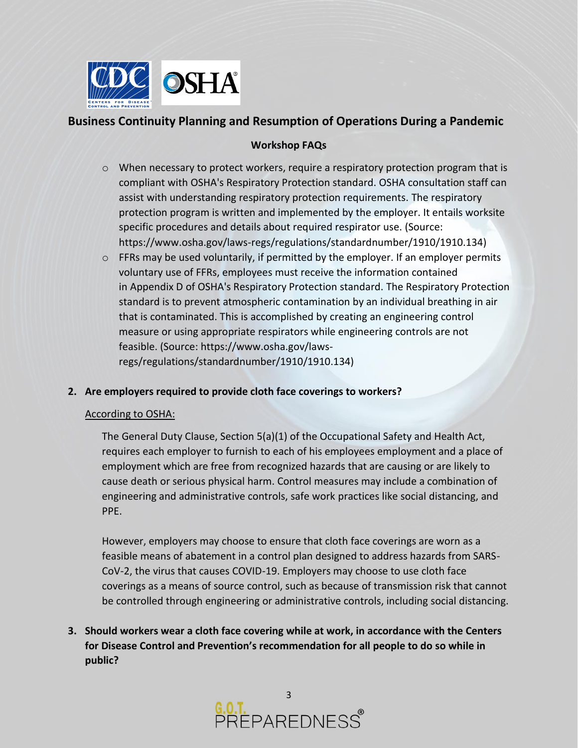## Business Continuity Planning and Resumption of Operations During a Pandemic

### Workshop FAQs

- When necessary to protect workers, require a respiratory protection program that is compliant with OSHA's Respiratory Protection standard. OSHA consultation staff can assist with understanding respiratory protection requirements. The respiratory protection program is written and implemented by the employer. It entails worksite specific procedures and details about required respirator use. (Source: https://www.osha.gov/laws-regs/regulations/standardnumber/1910/1910.134)
- FFRs may be used voluntarily, if permitted by the employer. If an employer permits voluntary use of FFRs, employees must receive the information contained in Appendix D of OSHA's Respiratory Protection standard. The Respiratory Protection standard is to prevent atmospheric contamination by an individual breathing in air that is contaminated. This is accomplished by creating an engineering control measure or using appropriate respirators while engineering controls are not feasible. (Source: https://www.osha.gov/laws-regs/regulations/standardnumber/1910/1910.134)

**2. Are employers required to provide cloth face coverings to workers?**

According to OSHA:

The General Duty Clause, Section 5(a)(1) of the Occupational Safety and Health Act, requires each employer to furnish to each of his employees employment and a place of employment which are free from recognized hazards that are causing or are likely to cause death or serious physical harm. Control measures may include a combination of engineering and administrative controls, safe work practices like social distancing, and PPE.

However, employers may choose to ensure that cloth face coverings are worn as a feasible means of abatement in a control plan designed to address hazards from SARS-CoV-2, the virus that causes COVID-19. Employers may choose to use cloth face coverings as a means of source control, such as because of transmission risk that cannot be controlled through engineering or administrative controls, including social distancing.

**3. Should workers wear a cloth face covering while at work, in accordance with the Centers for Disease Control and Prevention's recommendation for all people to do so while in public?**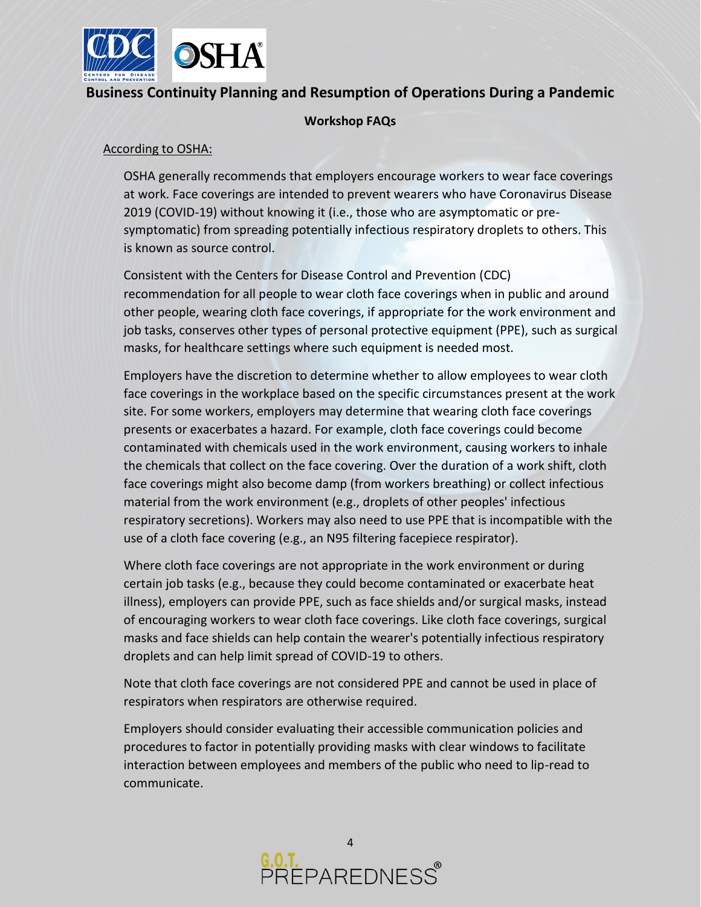## Business Continuity Planning and Resumption of Operations During a Pandemic

### Workshop FAQs

According to OSHA:

OSHA generally recommends that employers encourage workers to wear face coverings at work. Face coverings are intended to prevent wearers who have Coronavirus Disease 2019 (COVID-19) without knowing it (i.e., those who are asymptomatic or pre-symptomatic) from spreading potentially infectious respiratory droplets to others. This is known as source control.

Consistent with the Centers for Disease Control and Prevention (CDC) recommendation for all people to wear cloth face coverings when in public and around other people, wearing cloth face coverings, if appropriate for the work environment and job tasks, conserves other types of personal protective equipment (PPE), such as surgical masks, for healthcare settings where such equipment is needed most.

Employers have the discretion to determine whether to allow employees to wear cloth face coverings in the workplace based on the specific circumstances present at the work site. For some workers, employers may determine that wearing cloth face coverings presents or exacerbates a hazard. For example, cloth face coverings could become contaminated with chemicals used in the work environment, causing workers to inhale the chemicals that collect on the face covering. Over the duration of a work shift, cloth face coverings might also become damp (from workers breathing) or collect infectious material from the work environment (e.g., droplets of other peoples' infectious respiratory secretions). Workers may also need to use PPE that is incompatible with the use of a cloth face covering (e.g., an N95 filtering facepiece respirator).

Where cloth face coverings are not appropriate in the work environment or during certain job tasks (e.g., because they could become contaminated or exacerbate heat illness), employers can provide PPE, such as face shields and/or surgical masks, instead of encouraging workers to wear cloth face coverings. Like cloth face coverings, surgical masks and face shields can help contain the wearer's potentially infectious respiratory droplets and can help limit spread of COVID-19 to others.

Note that cloth face coverings are not considered PPE and cannot be used in place of respirators when respirators are otherwise required.

Employers should consider evaluating their accessible communication policies and procedures to factor in potentially providing masks with clear windows to facilitate interaction between employees and members of the public who need to lip-read to communicate.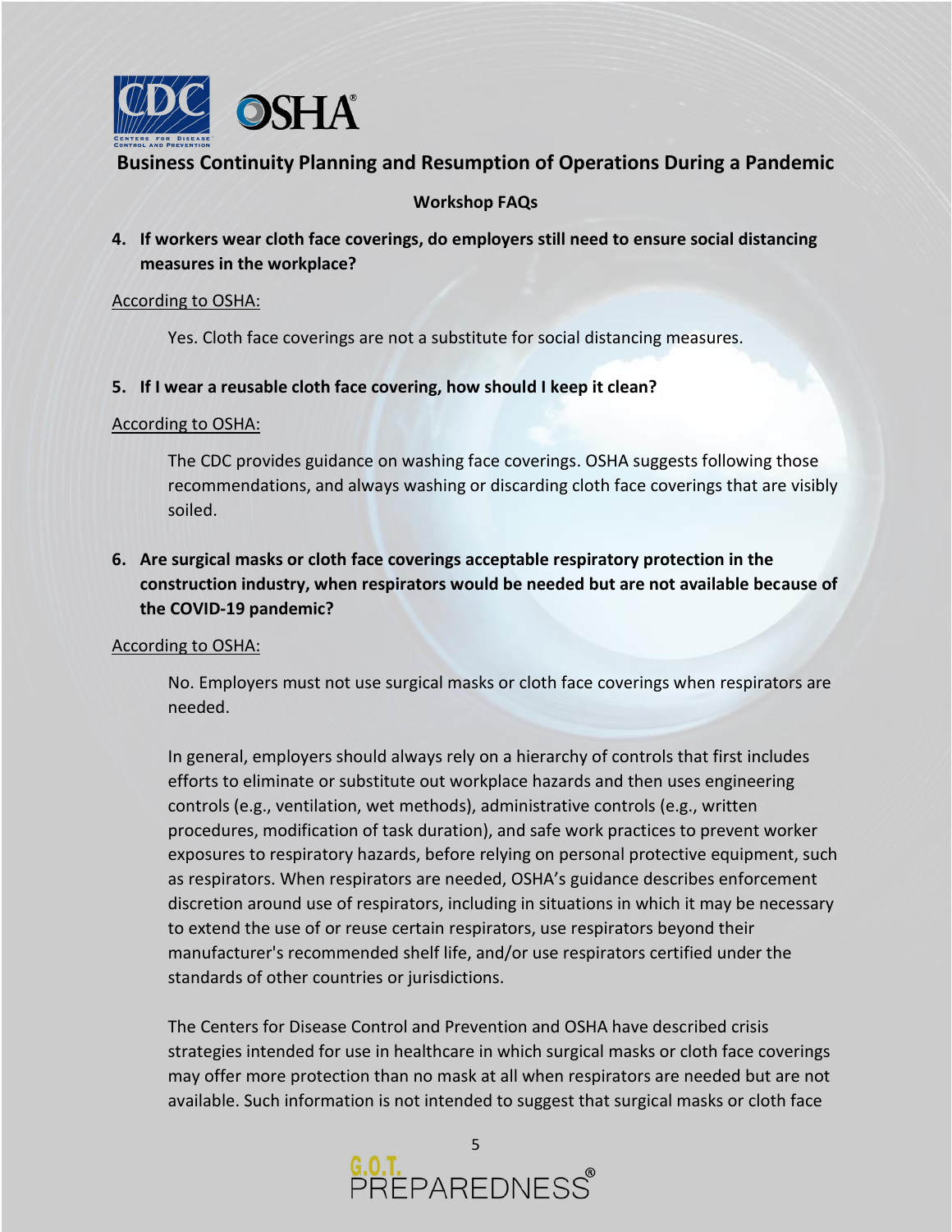## Business Continuity Planning and Resumption of Operations During a Pandemic

**Workshop FAQs**

4. **If workers wear cloth face coverings, do employers still need to ensure social distancing measures in the workplace?**

According to OSHA:

Yes. Cloth face coverings are not a substitute for social distancing measures.

5. **If I wear a reusable cloth face covering, how should I keep it clean?**

According to OSHA:

The CDC provides guidance on washing face coverings. OSHA suggests following those recommendations, and always washing or discarding cloth face coverings that are visibly soiled.

6. **Are surgical masks or cloth face coverings acceptable respiratory protection in the construction industry, when respirators would be needed but are not available because of the COVID-19 pandemic?**

According to OSHA:

No. Employers must not use surgical masks or cloth face coverings when respirators are needed.

In general, employers should always rely on a hierarchy of controls that first includes efforts to eliminate or substitute out workplace hazards and then uses engineering controls (e.g., ventilation, wet methods), administrative controls (e.g., written procedures, modification of task duration), and safe work practices to prevent worker exposures to respiratory hazards, before relying on personal protective equipment, such as respirators. When respirators are needed, OSHA's guidance describes enforcement discretion around use of respirators, including in situations in which it may be necessary to extend the use of or reuse certain respirators, use respirators beyond their manufacturer's recommended shelf life, and/or use respirators certified under the standards of other countries or jurisdictions.

The Centers for Disease Control and Prevention and OSHA have described crisis strategies intended for use in healthcare in which surgical masks or cloth face coverings may offer more protection than no mask at all when respirators are needed but are not available. Such information is not intended to suggest that surgical masks or cloth face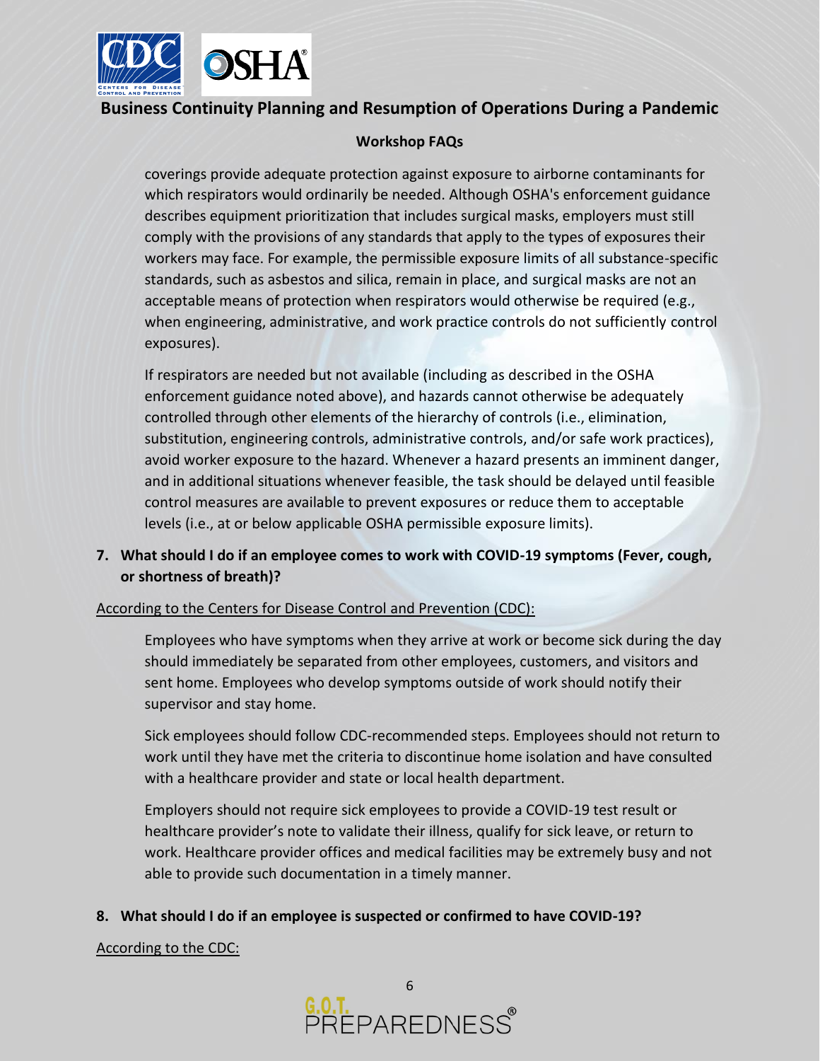coverings provide adequate protection against exposure to airborne contaminants for which respirators would ordinarily be needed. Although OSHA's enforcement guidance describes equipment prioritization that includes surgical masks, employers must still comply with the provisions of any standards that apply to the types of exposures their workers may face. For example, the permissible exposure limits of all substance-specific standards, such as asbestos and silica, remain in place, and surgical masks are not an acceptable means of protection when respirators would otherwise be required (e.g., when engineering, administrative, and work practice controls do not sufficiently control exposures).

If respirators are needed but not available (including as described in the OSHA enforcement guidance noted above), and hazards cannot otherwise be adequately controlled through other elements of the hierarchy of controls (i.e., elimination, substitution, engineering controls, administrative controls, and/or safe work practices), avoid worker exposure to the hazard. Whenever a hazard presents an imminent danger, and in additional situations whenever feasible, the task should be delayed until feasible control measures are available to prevent exposures or reduce them to acceptable levels (i.e., at or below applicable OSHA permissible exposure limits).

**7. What should I do if an employee comes to work with COVID-19 symptoms (Fever, cough, or shortness of breath)?**

According to the Centers for Disease Control and Prevention (CDC):

Employees who have symptoms when they arrive at work or become sick during the day should immediately be separated from other employees, customers, and visitors and sent home. Employees who develop symptoms outside of work should notify their supervisor and stay home.

Sick employees should follow CDC-recommended steps. Employees should not return to work until they have met the criteria to discontinue home isolation and have consulted with a healthcare provider and state or local health department.

Employers should not require sick employees to provide a COVID-19 test result or healthcare provider's note to validate their illness, qualify for sick leave, or return to work. Healthcare provider offices and medical facilities may be extremely busy and not able to provide such documentation in a timely manner.

**8. What should I do if an employee is suspected or confirmed to have COVID-19?**

According to the CDC: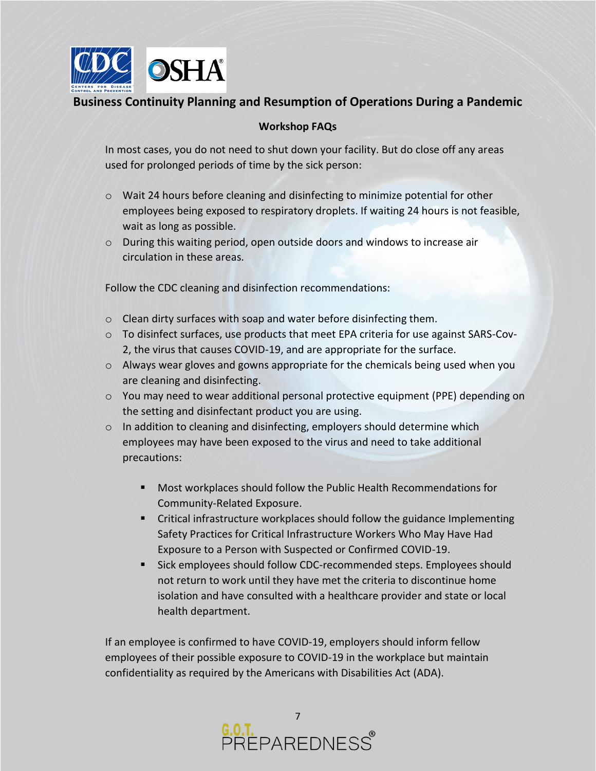In most cases, you do not need to shut down your facility. But do close off any areas used for prolonged periods of time by the sick person:

- Wait 24 hours before cleaning and disinfecting to minimize potential for other employees being exposed to respiratory droplets. If waiting 24 hours is not feasible, wait as long as possible.
- During this waiting period, open outside doors and windows to increase air circulation in these areas.

Follow the CDC cleaning and disinfection recommendations:

- Clean dirty surfaces with soap and water before disinfecting them.
- To disinfect surfaces, use products that meet EPA criteria for use against SARS-Cov-2, the virus that causes COVID-19, and are appropriate for the surface.
- Always wear gloves and gowns appropriate for the chemicals being used when you are cleaning and disinfecting.
- You may need to wear additional personal protective equipment (PPE) depending on the setting and disinfectant product you are using.
- In addition to cleaning and disinfecting, employers should determine which employees may have been exposed to the virus and need to take additional precautions:
  - Most workplaces should follow the Public Health Recommendations for Community-Related Exposure.
  - Critical infrastructure workplaces should follow the guidance Implementing Safety Practices for Critical Infrastructure Workers Who May Have Had Exposure to a Person with Suspected or Confirmed COVID-19.
  - Sick employees should follow CDC-recommended steps. Employees should not return to work until they have met the criteria to discontinue home isolation and have consulted with a healthcare provider and state or local health department.

If an employee is confirmed to have COVID-19, employers should inform fellow employees of their possible exposure to COVID-19 in the workplace but maintain confidentiality as required by the Americans with Disabilities Act (ADA).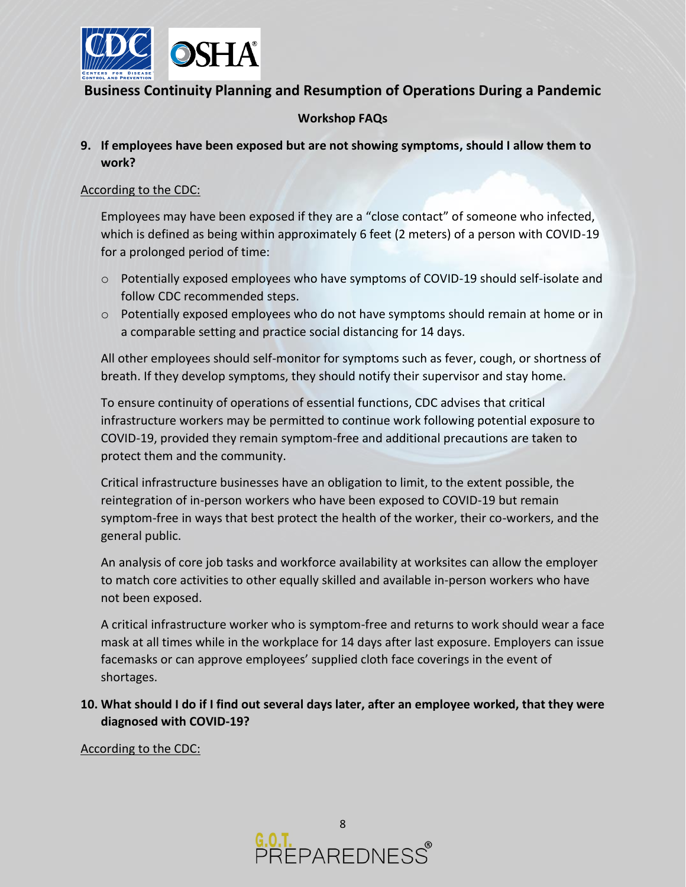## Business Continuity Planning and Resumption of Operations During a Pandemic

### Workshop FAQs

**9. If employees have been exposed but are not showing symptoms, should I allow them to work?**

According to the CDC:

Employees may have been exposed if they are a "close contact" of someone who infected, which is defined as being within approximately 6 feet (2 meters) of a person with COVID-19 for a prolonged period of time:

- Potentially exposed employees who have symptoms of COVID-19 should self-isolate and follow CDC recommended steps.
- Potentially exposed employees who do not have symptoms should remain at home or in a comparable setting and practice social distancing for 14 days.

All other employees should self-monitor for symptoms such as fever, cough, or shortness of breath. If they develop symptoms, they should notify their supervisor and stay home.

To ensure continuity of operations of essential functions, CDC advises that critical infrastructure workers may be permitted to continue work following potential exposure to COVID-19, provided they remain symptom-free and additional precautions are taken to protect them and the community.

Critical infrastructure businesses have an obligation to limit, to the extent possible, the reintegration of in-person workers who have been exposed to COVID-19 but remain symptom-free in ways that best protect the health of the worker, their co-workers, and the general public.

An analysis of core job tasks and workforce availability at worksites can allow the employer to match core activities to other equally skilled and available in-person workers who have not been exposed.

A critical infrastructure worker who is symptom-free and returns to work should wear a face mask at all times while in the workplace for 14 days after last exposure. Employers can issue facemasks or can approve employees' supplied cloth face coverings in the event of shortages.

**10. What should I do if I find out several days later, after an employee worked, that they were diagnosed with COVID-19?**

According to the CDC: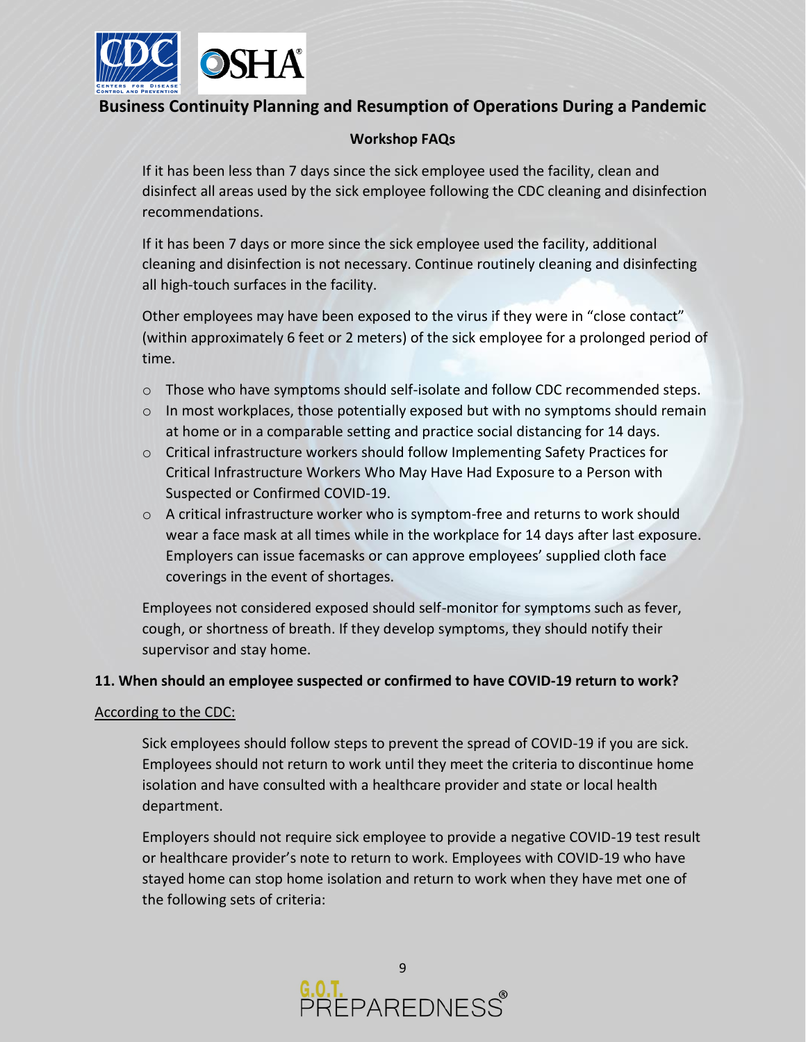If it has been less than 7 days since the sick employee used the facility, clean and disinfect all areas used by the sick employee following the CDC cleaning and disinfection recommendations.

If it has been 7 days or more since the sick employee used the facility, additional cleaning and disinfection is not necessary. Continue routinely cleaning and disinfecting all high-touch surfaces in the facility.

Other employees may have been exposed to the virus if they were in "close contact" (within approximately 6 feet or 2 meters) of the sick employee for a prolonged period of time.

- Those who have symptoms should self-isolate and follow CDC recommended steps.
- In most workplaces, those potentially exposed but with no symptoms should remain at home or in a comparable setting and practice social distancing for 14 days.
- Critical infrastructure workers should follow Implementing Safety Practices for Critical Infrastructure Workers Who May Have Had Exposure to a Person with Suspected or Confirmed COVID-19.
- A critical infrastructure worker who is symptom-free and returns to work should wear a face mask at all times while in the workplace for 14 days after last exposure. Employers can issue facemasks or can approve employees' supplied cloth face coverings in the event of shortages.

Employees not considered exposed should self-monitor for symptoms such as fever, cough, or shortness of breath. If they develop symptoms, they should notify their supervisor and stay home.

**11. When should an employee suspected or confirmed to have COVID-19 return to work?**

According to the CDC:

Sick employees should follow steps to prevent the spread of COVID-19 if you are sick. Employees should not return to work until they meet the criteria to discontinue home isolation and have consulted with a healthcare provider and state or local health department.

Employers should not require sick employee to provide a negative COVID-19 test result or healthcare provider's note to return to work. Employees with COVID-19 who have stayed home can stop home isolation and return to work when they have met one of the following sets of criteria: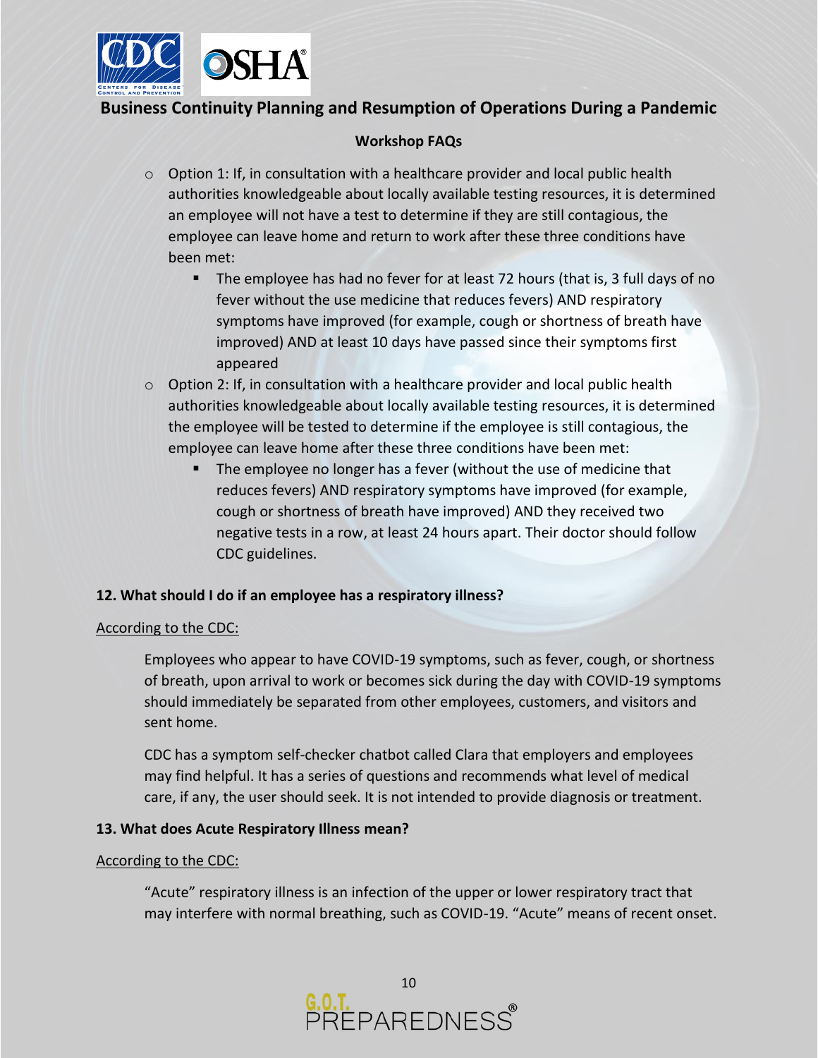- Option 1: If, in consultation with a healthcare provider and local public health authorities knowledgeable about locally available testing resources, it is determined an employee will not have a test to determine if they are still contagious, the employee can leave home and return to work after these three conditions have been met:
  - The employee has had no fever for at least 72 hours (that is, 3 full days of no fever without the use medicine that reduces fevers) AND respiratory symptoms have improved (for example, cough or shortness of breath have improved) AND at least 10 days have passed since their symptoms first appeared
- Option 2: If, in consultation with a healthcare provider and local public health authorities knowledgeable about locally available testing resources, it is determined the employee will be tested to determine if the employee is still contagious, the employee can leave home after these three conditions have been met:
  - The employee no longer has a fever (without the use of medicine that reduces fevers) AND respiratory symptoms have improved (for example, cough or shortness of breath have improved) AND they received two negative tests in a row, at least 24 hours apart. Their doctor should follow CDC guidelines.

**12. What should I do if an employee has a respiratory illness?**

According to the CDC:

Employees who appear to have COVID-19 symptoms, such as fever, cough, or shortness of breath, upon arrival to work or becomes sick during the day with COVID-19 symptoms should immediately be separated from other employees, customers, and visitors and sent home.

CDC has a symptom self-checker chatbot called Clara that employers and employees may find helpful. It has a series of questions and recommends what level of medical care, if any, the user should seek. It is not intended to provide diagnosis or treatment.

**13. What does Acute Respiratory Illness mean?**

According to the CDC:

"Acute" respiratory illness is an infection of the upper or lower respiratory tract that may interfere with normal breathing, such as COVID-19. "Acute" means of recent onset.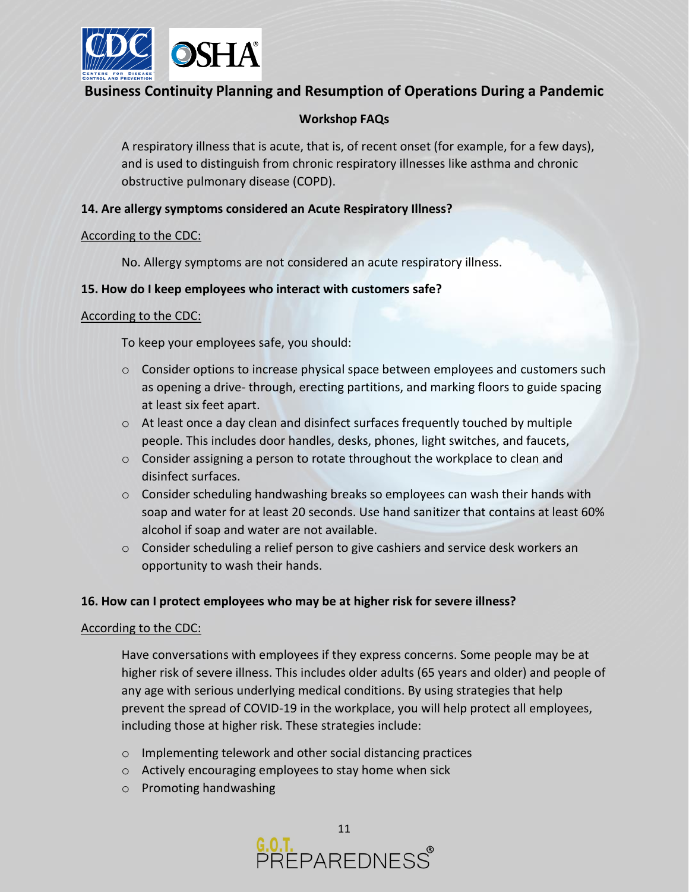A respiratory illness that is acute, that is, of recent onset (for example, for a few days), and is used to distinguish from chronic respiratory illnesses like asthma and chronic obstructive pulmonary disease (COPD).

**14. Are allergy symptoms considered an Acute Respiratory Illness?**

According to the CDC:

No. Allergy symptoms are not considered an acute respiratory illness.

**15. How do I keep employees who interact with customers safe?**

According to the CDC:

To keep your employees safe, you should:

- Consider options to increase physical space between employees and customers such as opening a drive- through, erecting partitions, and marking floors to guide spacing at least six feet apart.
- At least once a day clean and disinfect surfaces frequently touched by multiple people. This includes door handles, desks, phones, light switches, and faucets,
- Consider assigning a person to rotate throughout the workplace to clean and disinfect surfaces.
- Consider scheduling handwashing breaks so employees can wash their hands with soap and water for at least 20 seconds. Use hand sanitizer that contains at least 60% alcohol if soap and water are not available.
- Consider scheduling a relief person to give cashiers and service desk workers an opportunity to wash their hands.

**16. How can I protect employees who may be at higher risk for severe illness?**

According to the CDC:

Have conversations with employees if they express concerns. Some people may be at higher risk of severe illness. This includes older adults (65 years and older) and people of any age with serious underlying medical conditions. By using strategies that help prevent the spread of COVID-19 in the workplace, you will help protect all employees, including those at higher risk. These strategies include:

- Implementing telework and other social distancing practices
- Actively encouraging employees to stay home when sick
- Promoting handwashing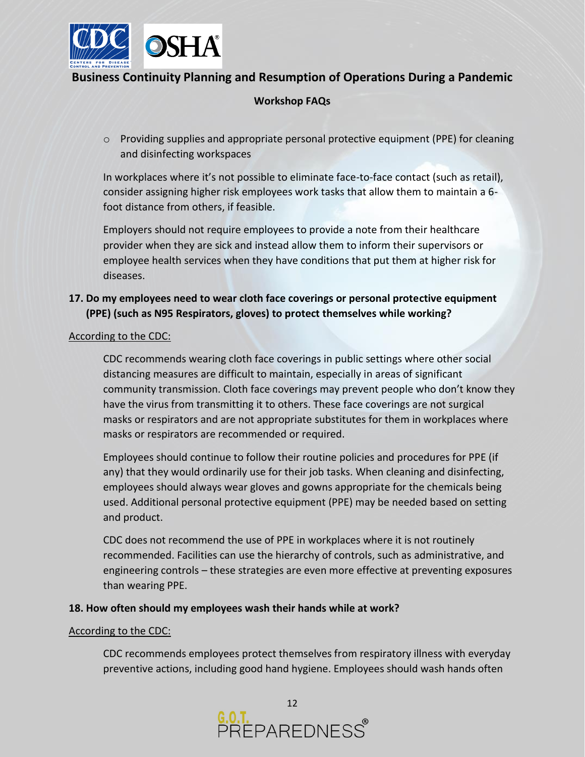- Providing supplies and appropriate personal protective equipment (PPE) for cleaning and disinfecting workspaces

In workplaces where it's not possible to eliminate face-to-face contact (such as retail), consider assigning higher risk employees work tasks that allow them to maintain a 6-foot distance from others, if feasible.

Employers should not require employees to provide a note from their healthcare provider when they are sick and instead allow them to inform their supervisors or employee health services when they have conditions that put them at higher risk for diseases.

**17. Do my employees need to wear cloth face coverings or personal protective equipment (PPE) (such as N95 Respirators, gloves) to protect themselves while working?**

According to the CDC:

CDC recommends wearing cloth face coverings in public settings where other social distancing measures are difficult to maintain, especially in areas of significant community transmission. Cloth face coverings may prevent people who don't know they have the virus from transmitting it to others. These face coverings are not surgical masks or respirators and are not appropriate substitutes for them in workplaces where masks or respirators are recommended or required.

Employees should continue to follow their routine policies and procedures for PPE (if any) that they would ordinarily use for their job tasks. When cleaning and disinfecting, employees should always wear gloves and gowns appropriate for the chemicals being used. Additional personal protective equipment (PPE) may be needed based on setting and product.

CDC does not recommend the use of PPE in workplaces where it is not routinely recommended. Facilities can use the hierarchy of controls, such as administrative, and engineering controls – these strategies are even more effective at preventing exposures than wearing PPE.

**18. How often should my employees wash their hands while at work?**

According to the CDC:

CDC recommends employees protect themselves from respiratory illness with everyday preventive actions, including good hand hygiene. Employees should wash hands often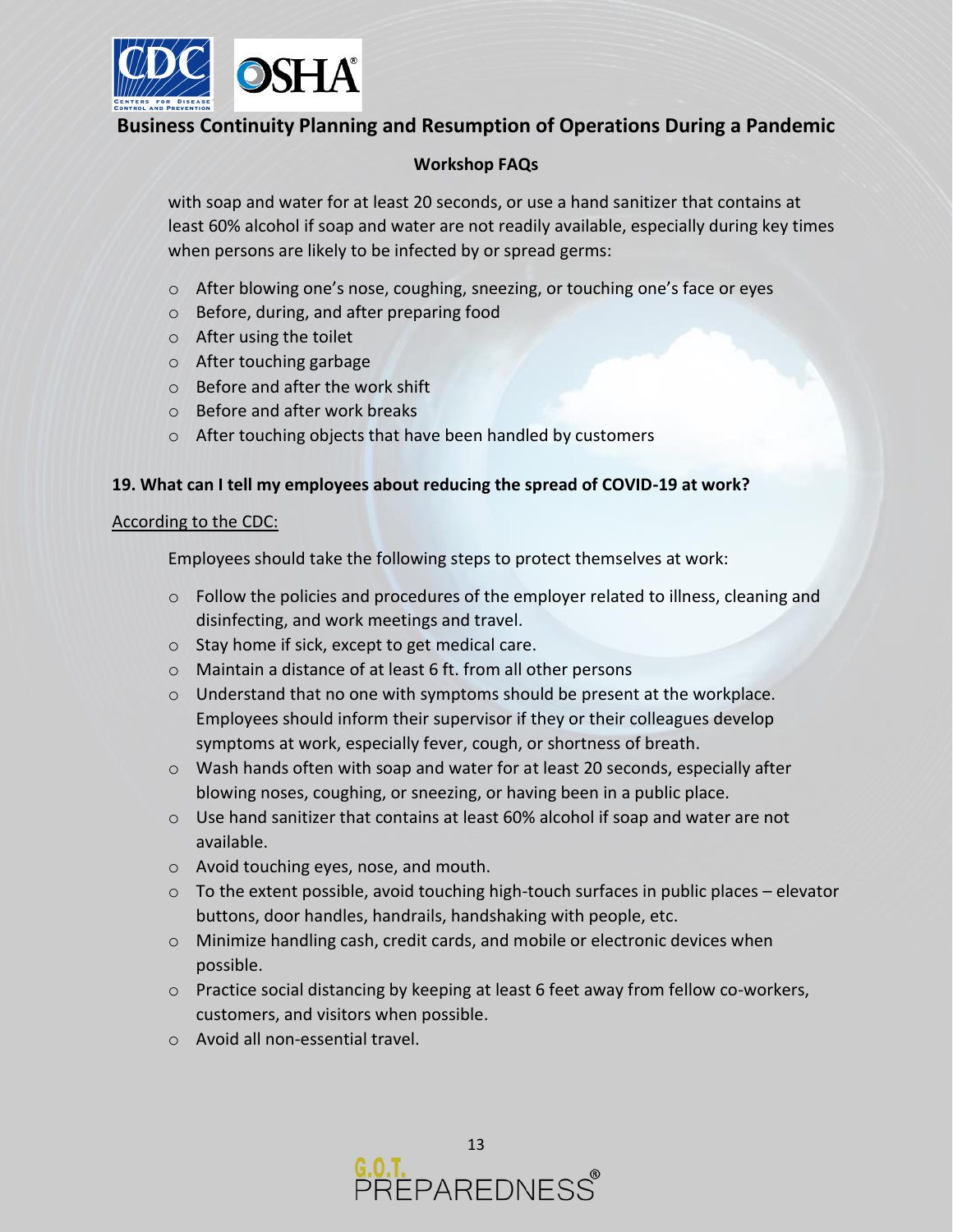with soap and water for at least 20 seconds, or use a hand sanitizer that contains at least 60% alcohol if soap and water are not readily available, especially during key times when persons are likely to be infected by or spread germs:

- After blowing one's nose, coughing, sneezing, or touching one's face or eyes
- Before, during, and after preparing food
- After using the toilet
- After touching garbage
- Before and after the work shift
- Before and after work breaks
- After touching objects that have been handled by customers

**19. What can I tell my employees about reducing the spread of COVID-19 at work?**

According to the CDC:

Employees should take the following steps to protect themselves at work:

- Follow the policies and procedures of the employer related to illness, cleaning and disinfecting, and work meetings and travel.
- Stay home if sick, except to get medical care.
- Maintain a distance of at least 6 ft. from all other persons
- Understand that no one with symptoms should be present at the workplace. Employees should inform their supervisor if they or their colleagues develop symptoms at work, especially fever, cough, or shortness of breath.
- Wash hands often with soap and water for at least 20 seconds, especially after blowing noses, coughing, or sneezing, or having been in a public place.
- Use hand sanitizer that contains at least 60% alcohol if soap and water are not available.
- Avoid touching eyes, nose, and mouth.
- To the extent possible, avoid touching high-touch surfaces in public places – elevator buttons, door handles, handrails, handshaking with people, etc.
- Minimize handling cash, credit cards, and mobile or electronic devices when possible.
- Practice social distancing by keeping at least 6 feet away from fellow co-workers, customers, and visitors when possible.
- Avoid all non-essential travel.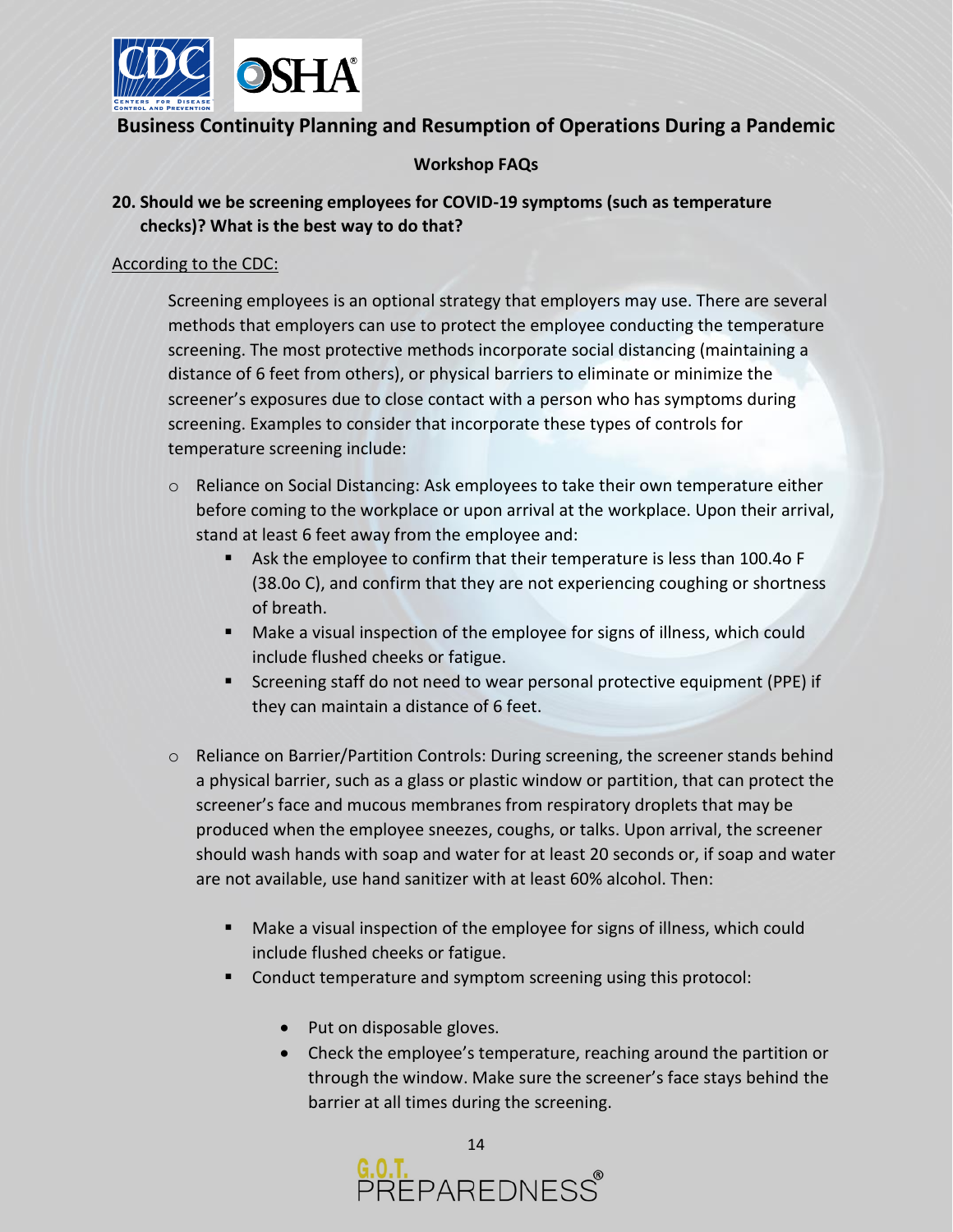## Business Continuity Planning and Resumption of Operations During a Pandemic

### Workshop FAQs

**20. Should we be screening employees for COVID-19 symptoms (such as temperature checks)? What is the best way to do that?**

According to the CDC:

Screening employees is an optional strategy that employers may use. There are several methods that employers can use to protect the employee conducting the temperature screening. The most protective methods incorporate social distancing (maintaining a distance of 6 feet from others), or physical barriers to eliminate or minimize the screener's exposures due to close contact with a person who has symptoms during screening. Examples to consider that incorporate these types of controls for temperature screening include:

- Reliance on Social Distancing: Ask employees to take their own temperature either before coming to the workplace or upon arrival at the workplace. Upon their arrival, stand at least 6 feet away from the employee and:
  - Ask the employee to confirm that their temperature is less than 100.4o F (38.0o C), and confirm that they are not experiencing coughing or shortness of breath.
  - Make a visual inspection of the employee for signs of illness, which could include flushed cheeks or fatigue.
  - Screening staff do not need to wear personal protective equipment (PPE) if they can maintain a distance of 6 feet.
- Reliance on Barrier/Partition Controls: During screening, the screener stands behind a physical barrier, such as a glass or plastic window or partition, that can protect the screener's face and mucous membranes from respiratory droplets that may be produced when the employee sneezes, coughs, or talks. Upon arrival, the screener should wash hands with soap and water for at least 20 seconds or, if soap and water are not available, use hand sanitizer with at least 60% alcohol. Then:
  - Make a visual inspection of the employee for signs of illness, which could include flushed cheeks or fatigue.
  - Conduct temperature and symptom screening using this protocol:
    - Put on disposable gloves.
    - Check the employee's temperature, reaching around the partition or through the window. Make sure the screener's face stays behind the barrier at all times during the screening.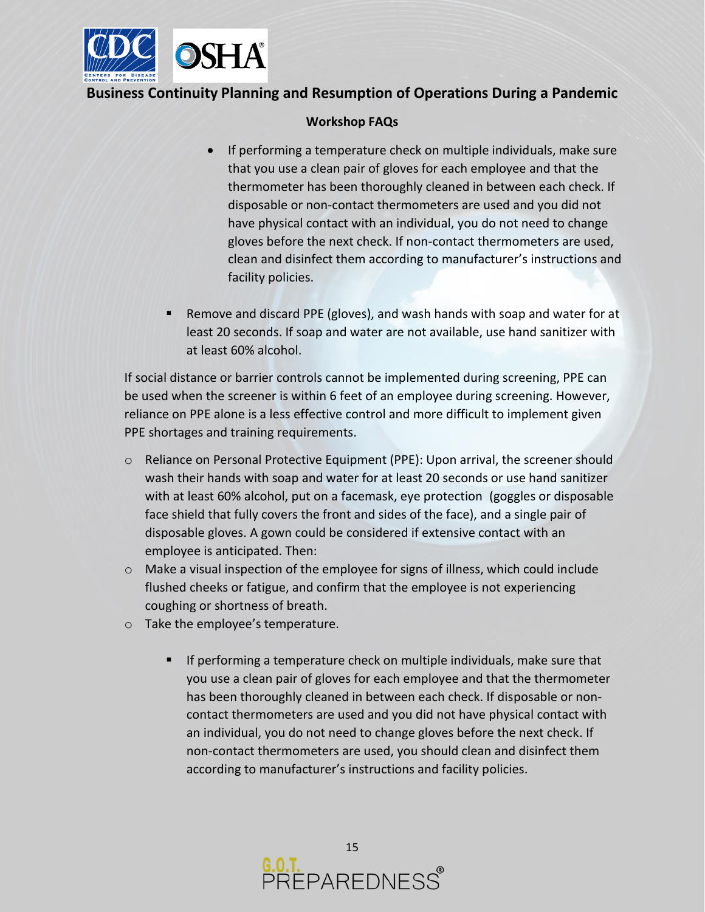- If performing a temperature check on multiple individuals, make sure that you use a clean pair of gloves for each employee and that the thermometer has been thoroughly cleaned in between each check. If disposable or non-contact thermometers are used and you did not have physical contact with an individual, you do not need to change gloves before the next check. If non-contact thermometers are used, clean and disinfect them according to manufacturer's instructions and facility policies.

    - Remove and discard PPE (gloves), and wash hands with soap and water for at least 20 seconds. If soap and water are not available, use hand sanitizer with at least 60% alcohol.

If social distance or barrier controls cannot be implemented during screening, PPE can be used when the screener is within 6 feet of an employee during screening. However, reliance on PPE alone is a less effective control and more difficult to implement given PPE shortages and training requirements.

- Reliance on Personal Protective Equipment (PPE): Upon arrival, the screener should wash their hands with soap and water for at least 20 seconds or use hand sanitizer with at least 60% alcohol, put on a facemask, eye protection (goggles or disposable face shield that fully covers the front and sides of the face), and a single pair of disposable gloves. A gown could be considered if extensive contact with an employee is anticipated. Then:
- Make a visual inspection of the employee for signs of illness, which could include flushed cheeks or fatigue, and confirm that the employee is not experiencing coughing or shortness of breath.
- Take the employee's temperature.
    - If performing a temperature check on multiple individuals, make sure that you use a clean pair of gloves for each employee and that the thermometer has been thoroughly cleaned in between each check. If disposable or non-contact thermometers are used and you did not have physical contact with an individual, you do not need to change gloves before the next check. If non-contact thermometers are used, you should clean and disinfect them according to manufacturer's instructions and facility policies.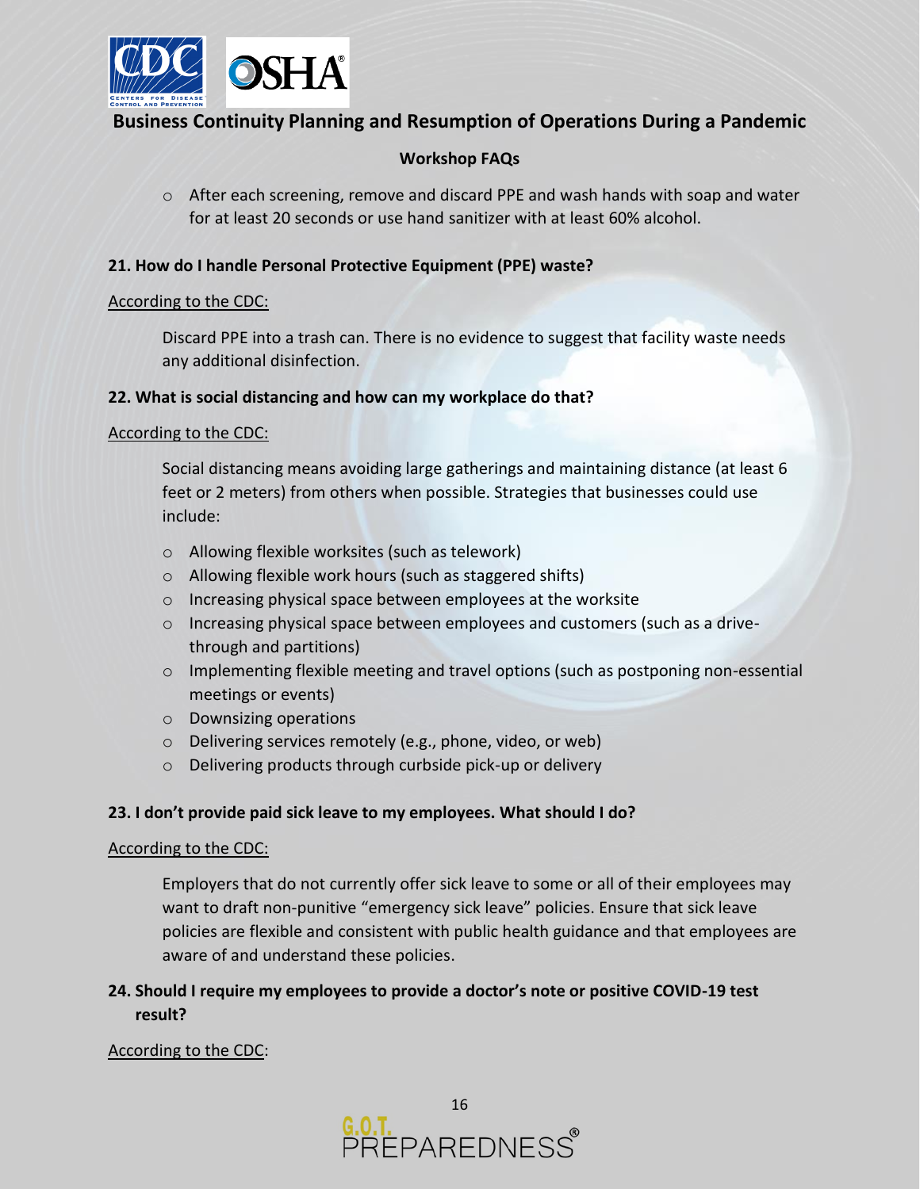- After each screening, remove and discard PPE and wash hands with soap and water for at least 20 seconds or use hand sanitizer with at least 60% alcohol.

**21. How do I handle Personal Protective Equipment (PPE) waste?**

According to the CDC:

Discard PPE into a trash can. There is no evidence to suggest that facility waste needs any additional disinfection.

**22. What is social distancing and how can my workplace do that?**

According to the CDC:

Social distancing means avoiding large gatherings and maintaining distance (at least 6 feet or 2 meters) from others when possible. Strategies that businesses could use include:

- Allowing flexible worksites (such as telework)
- Allowing flexible work hours (such as staggered shifts)
- Increasing physical space between employees at the worksite
- Increasing physical space between employees and customers (such as a drive-through and partitions)
- Implementing flexible meeting and travel options (such as postponing non-essential meetings or events)
- Downsizing operations
- Delivering services remotely (e.g., phone, video, or web)
- Delivering products through curbside pick-up or delivery

**23. I don't provide paid sick leave to my employees. What should I do?**

According to the CDC:

Employers that do not currently offer sick leave to some or all of their employees may want to draft non-punitive "emergency sick leave" policies. Ensure that sick leave policies are flexible and consistent with public health guidance and that employees are aware of and understand these policies.

**24. Should I require my employees to provide a doctor's note or positive COVID-19 test result?**

According to the CDC: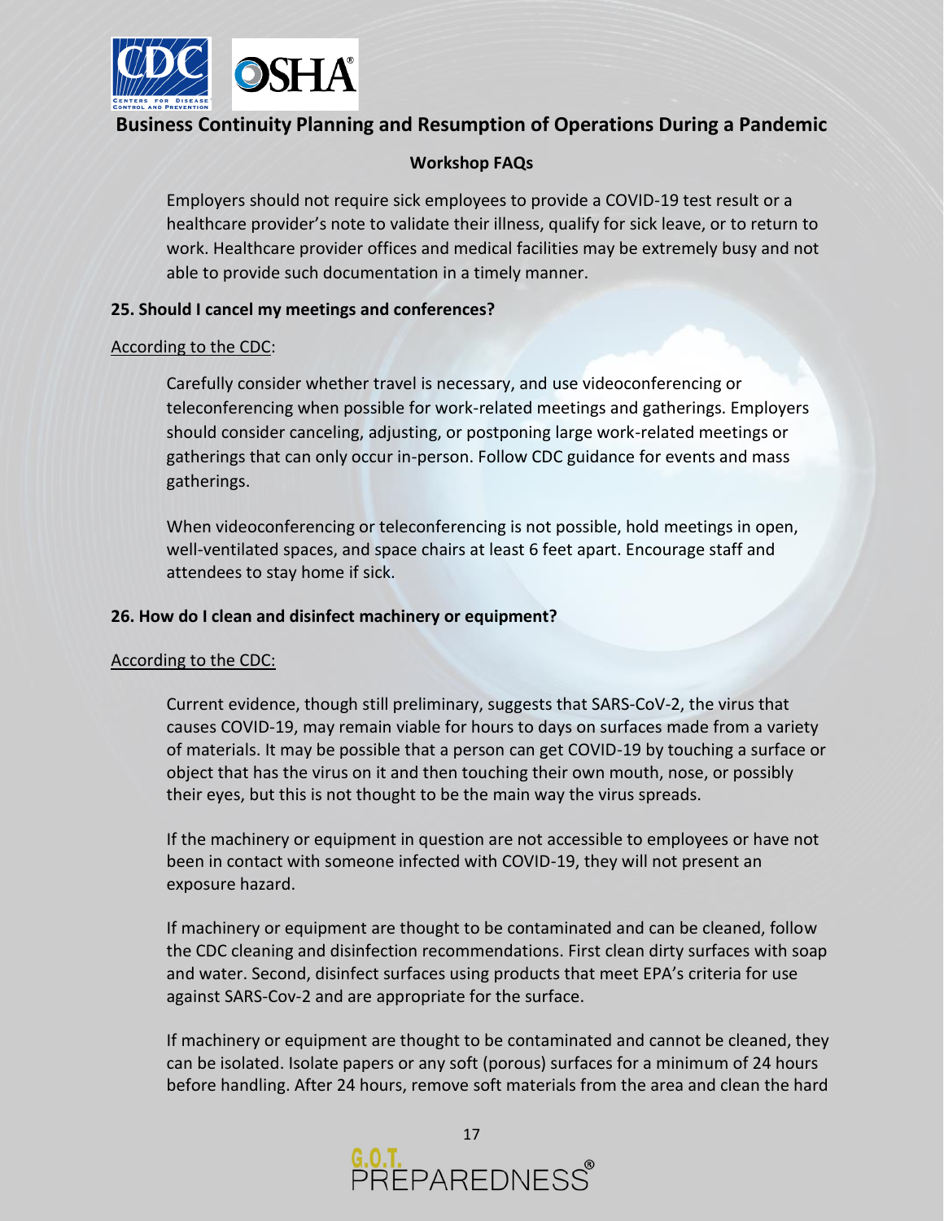Employers should not require sick employees to provide a COVID-19 test result or a healthcare provider's note to validate their illness, qualify for sick leave, or to return to work. Healthcare provider offices and medical facilities may be extremely busy and not able to provide such documentation in a timely manner.

**25. Should I cancel my meetings and conferences?**

According to the CDC:

Carefully consider whether travel is necessary, and use videoconferencing or teleconferencing when possible for work-related meetings and gatherings. Employers should consider canceling, adjusting, or postponing large work-related meetings or gatherings that can only occur in-person. Follow CDC guidance for events and mass gatherings.

When videoconferencing or teleconferencing is not possible, hold meetings in open, well-ventilated spaces, and space chairs at least 6 feet apart. Encourage staff and attendees to stay home if sick.

**26. How do I clean and disinfect machinery or equipment?**

According to the CDC:

Current evidence, though still preliminary, suggests that SARS-CoV-2, the virus that causes COVID-19, may remain viable for hours to days on surfaces made from a variety of materials. It may be possible that a person can get COVID-19 by touching a surface or object that has the virus on it and then touching their own mouth, nose, or possibly their eyes, but this is not thought to be the main way the virus spreads.

If the machinery or equipment in question are not accessible to employees or have not been in contact with someone infected with COVID-19, they will not present an exposure hazard.

If machinery or equipment are thought to be contaminated and can be cleaned, follow the CDC cleaning and disinfection recommendations. First clean dirty surfaces with soap and water. Second, disinfect surfaces using products that meet EPA's criteria for use against SARS-Cov-2 and are appropriate for the surface.

If machinery or equipment are thought to be contaminated and cannot be cleaned, they can be isolated. Isolate papers or any soft (porous) surfaces for a minimum of 24 hours before handling. After 24 hours, remove soft materials from the area and clean the hard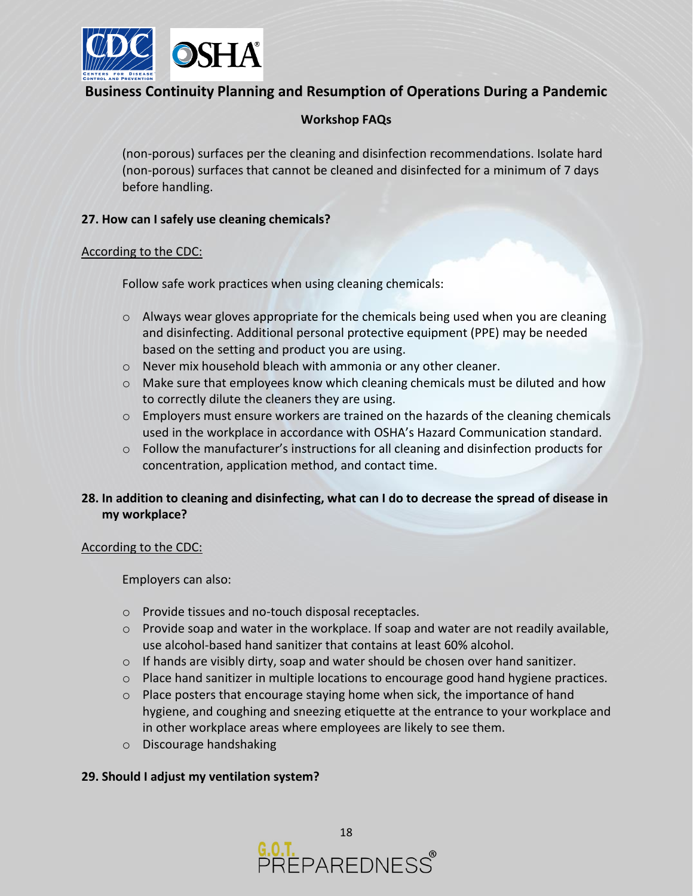(non-porous) surfaces per the cleaning and disinfection recommendations. Isolate hard (non-porous) surfaces that cannot be cleaned and disinfected for a minimum of 7 days before handling.

**27. How can I safely use cleaning chemicals?**

According to the CDC:

Follow safe work practices when using cleaning chemicals:

- Always wear gloves appropriate for the chemicals being used when you are cleaning and disinfecting. Additional personal protective equipment (PPE) may be needed based on the setting and product you are using.
- Never mix household bleach with ammonia or any other cleaner.
- Make sure that employees know which cleaning chemicals must be diluted and how to correctly dilute the cleaners they are using.
- Employers must ensure workers are trained on the hazards of the cleaning chemicals used in the workplace in accordance with OSHA's Hazard Communication standard.
- Follow the manufacturer's instructions for all cleaning and disinfection products for concentration, application method, and contact time.

**28. In addition to cleaning and disinfecting, what can I do to decrease the spread of disease in my workplace?**

According to the CDC:

Employers can also:

- Provide tissues and no-touch disposal receptacles.
- Provide soap and water in the workplace. If soap and water are not readily available, use alcohol-based hand sanitizer that contains at least 60% alcohol.
- If hands are visibly dirty, soap and water should be chosen over hand sanitizer.
- Place hand sanitizer in multiple locations to encourage good hand hygiene practices.
- Place posters that encourage staying home when sick, the importance of hand hygiene, and coughing and sneezing etiquette at the entrance to your workplace and in other workplace areas where employees are likely to see them.
- Discourage handshaking

**29. Should I adjust my ventilation system?**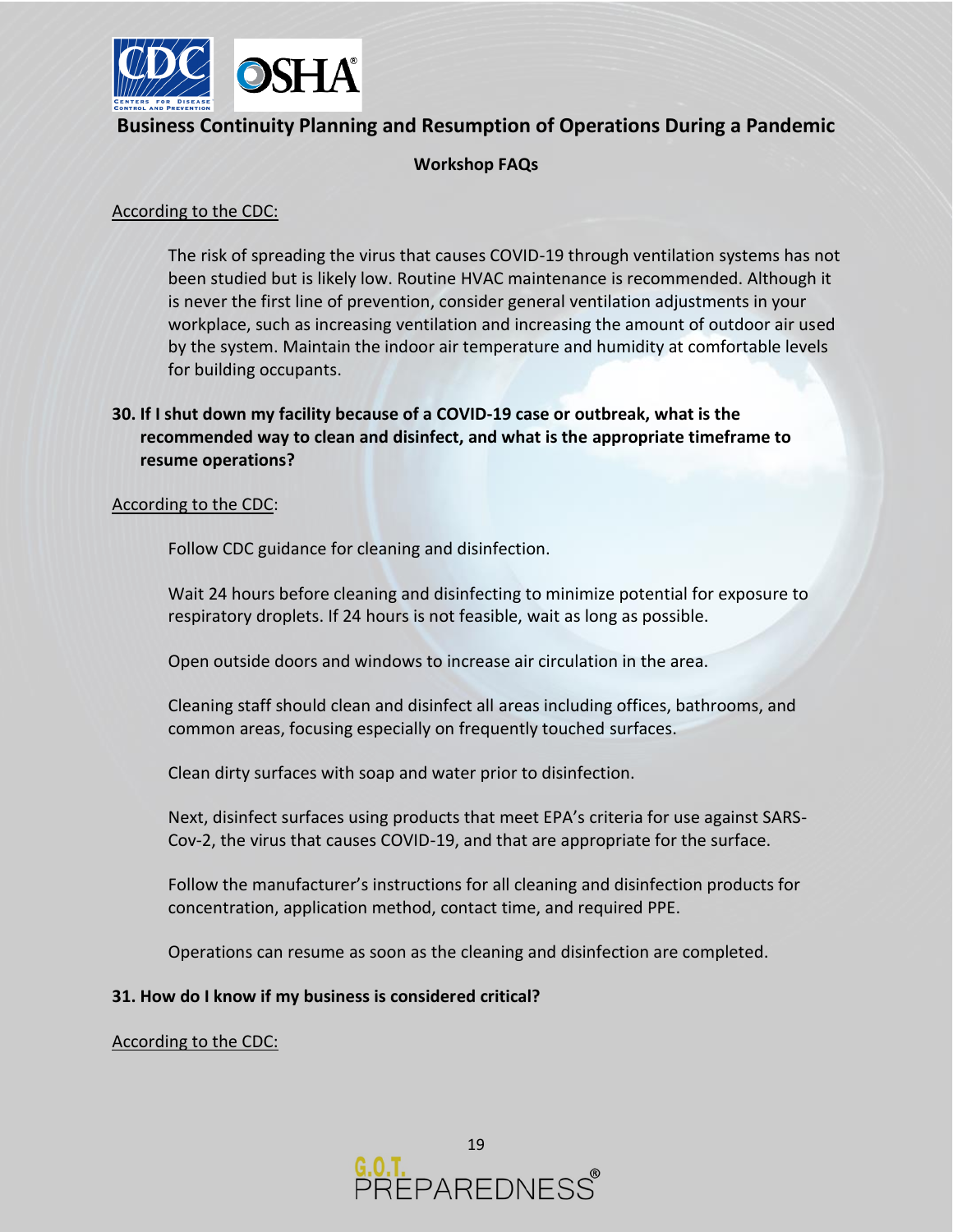According to the CDC:

The risk of spreading the virus that causes COVID-19 through ventilation systems has not been studied but is likely low. Routine HVAC maintenance is recommended. Although it is never the first line of prevention, consider general ventilation adjustments in your workplace, such as increasing ventilation and increasing the amount of outdoor air used by the system. Maintain the indoor air temperature and humidity at comfortable levels for building occupants.

**30. If I shut down my facility because of a COVID-19 case or outbreak, what is the recommended way to clean and disinfect, and what is the appropriate timeframe to resume operations?**

According to the CDC:

Follow CDC guidance for cleaning and disinfection.

Wait 24 hours before cleaning and disinfecting to minimize potential for exposure to respiratory droplets. If 24 hours is not feasible, wait as long as possible.

Open outside doors and windows to increase air circulation in the area.

Cleaning staff should clean and disinfect all areas including offices, bathrooms, and common areas, focusing especially on frequently touched surfaces.

Clean dirty surfaces with soap and water prior to disinfection.

Next, disinfect surfaces using products that meet EPA's criteria for use against SARS-Cov-2, the virus that causes COVID-19, and that are appropriate for the surface.

Follow the manufacturer's instructions for all cleaning and disinfection products for concentration, application method, contact time, and required PPE.

Operations can resume as soon as the cleaning and disinfection are completed.

**31. How do I know if my business is considered critical?**

According to the CDC: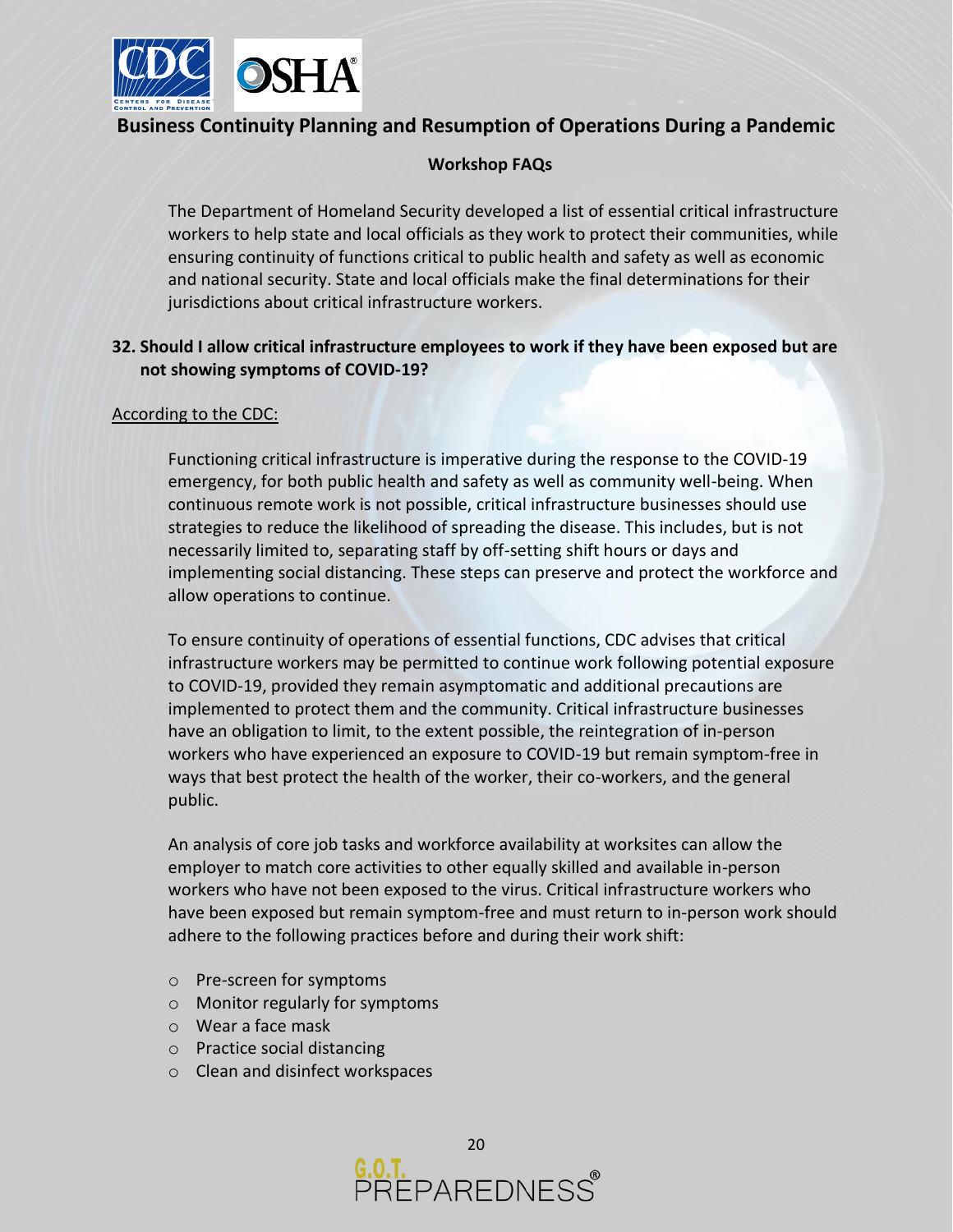The Department of Homeland Security developed a list of essential critical infrastructure workers to help state and local officials as they work to protect their communities, while ensuring continuity of functions critical to public health and safety as well as economic and national security. State and local officials make the final determinations for their jurisdictions about critical infrastructure workers.

**32. Should I allow critical infrastructure employees to work if they have been exposed but are not showing symptoms of COVID-19?**

According to the CDC:

Functioning critical infrastructure is imperative during the response to the COVID-19 emergency, for both public health and safety as well as community well-being. When continuous remote work is not possible, critical infrastructure businesses should use strategies to reduce the likelihood of spreading the disease. This includes, but is not necessarily limited to, separating staff by off-setting shift hours or days and implementing social distancing. These steps can preserve and protect the workforce and allow operations to continue.

To ensure continuity of operations of essential functions, CDC advises that critical infrastructure workers may be permitted to continue work following potential exposure to COVID-19, provided they remain asymptomatic and additional precautions are implemented to protect them and the community. Critical infrastructure businesses have an obligation to limit, to the extent possible, the reintegration of in-person workers who have experienced an exposure to COVID-19 but remain symptom-free in ways that best protect the health of the worker, their co-workers, and the general public.

An analysis of core job tasks and workforce availability at worksites can allow the employer to match core activities to other equally skilled and available in-person workers who have not been exposed to the virus. Critical infrastructure workers who have been exposed but remain symptom-free and must return to in-person work should adhere to the following practices before and during their work shift:

- Pre-screen for symptoms
- Monitor regularly for symptoms
- Wear a face mask
- Practice social distancing
- Clean and disinfect workspaces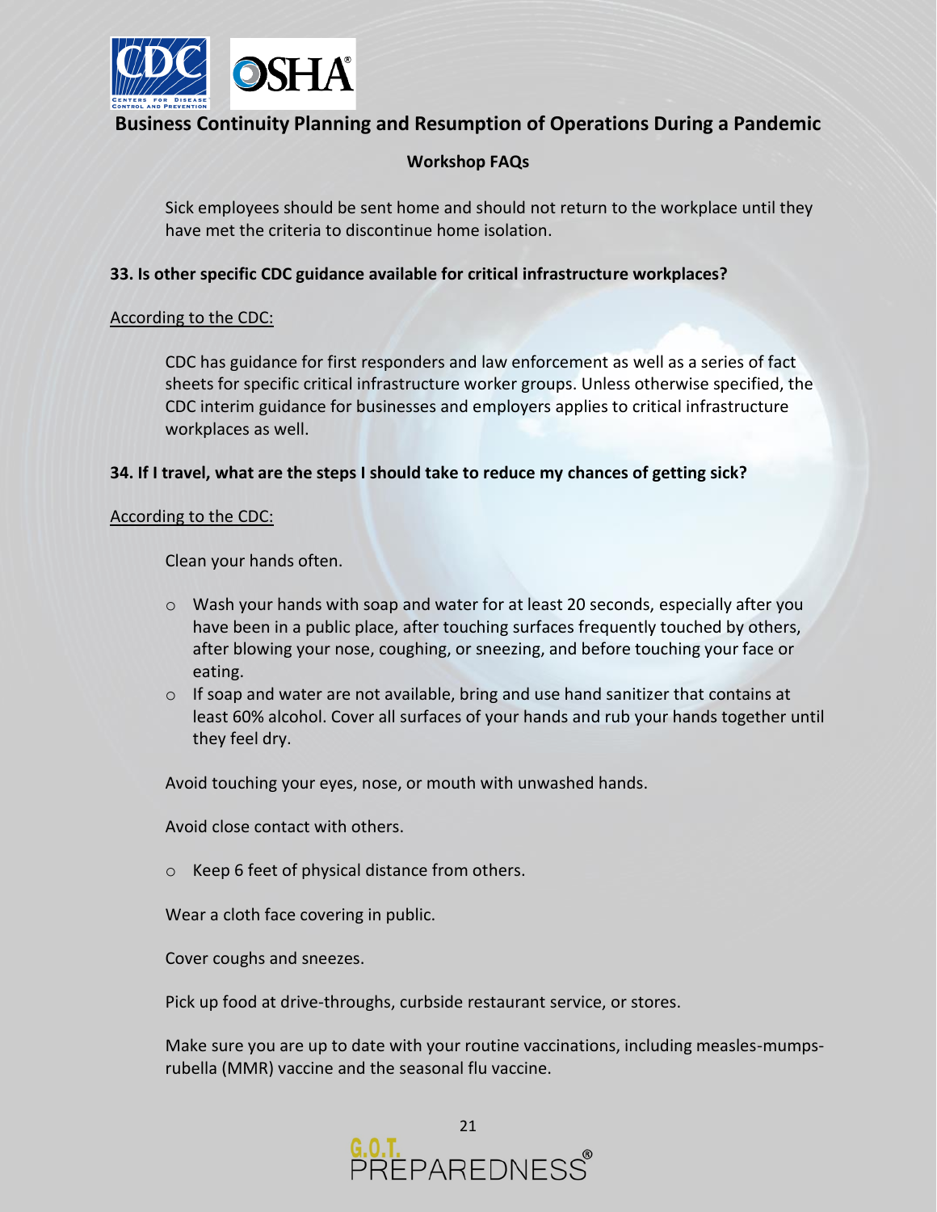Sick employees should be sent home and should not return to the workplace until they have met the criteria to discontinue home isolation.

**33. Is other specific CDC guidance available for critical infrastructure workplaces?**

According to the CDC:

CDC has guidance for first responders and law enforcement as well as a series of fact sheets for specific critical infrastructure worker groups. Unless otherwise specified, the CDC interim guidance for businesses and employers applies to critical infrastructure workplaces as well.

**34. If I travel, what are the steps I should take to reduce my chances of getting sick?**

According to the CDC:

Clean your hands often.

- Wash your hands with soap and water for at least 20 seconds, especially after you have been in a public place, after touching surfaces frequently touched by others, after blowing your nose, coughing, or sneezing, and before touching your face or eating.
- If soap and water are not available, bring and use hand sanitizer that contains at least 60% alcohol. Cover all surfaces of your hands and rub your hands together until they feel dry.

Avoid touching your eyes, nose, or mouth with unwashed hands.

Avoid close contact with others.

- Keep 6 feet of physical distance from others.

Wear a cloth face covering in public.

Cover coughs and sneezes.

Pick up food at drive-throughs, curbside restaurant service, or stores.

Make sure you are up to date with your routine vaccinations, including measles-mumps-rubella (MMR) vaccine and the seasonal flu vaccine.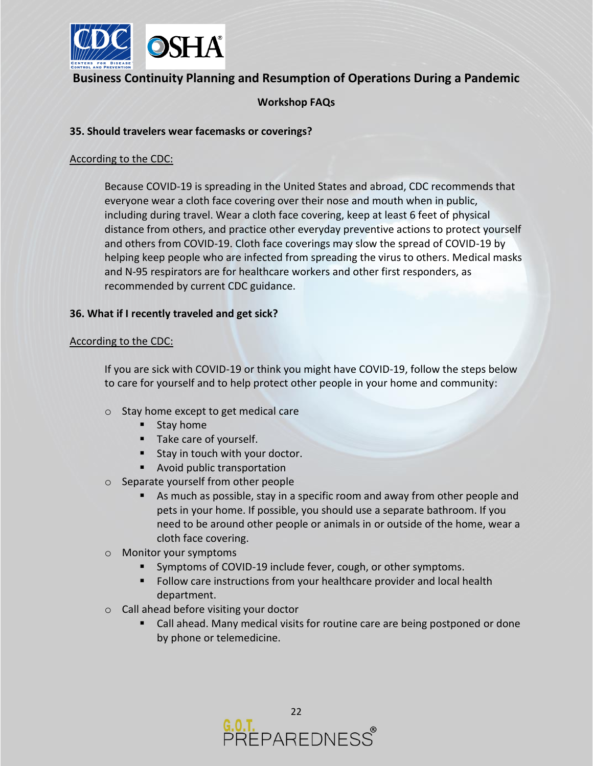## 35. Should travelers wear facemasks or coverings?

According to the CDC:

> Because COVID-19 is spreading in the United States and abroad, CDC recommends that everyone wear a cloth face covering over their nose and mouth when in public, including during travel. Wear a cloth face covering, keep at least 6 feet of physical distance from others, and practice other everyday preventive actions to protect yourself and others from COVID-19. Cloth face coverings may slow the spread of COVID-19 by helping keep people who are infected from spreading the virus to others. Medical masks and N-95 respirators are for healthcare workers and other first responders, as recommended by current CDC guidance.

## 36. What if I recently traveled and get sick?

According to the CDC:

> If you are sick with COVID-19 or think you might have COVID-19, follow the steps below to care for yourself and to help protect other people in your home and community:

- Stay home except to get medical care
  - Stay home
  - Take care of yourself.
  - Stay in touch with your doctor.
  - Avoid public transportation
- Separate yourself from other people
  - As much as possible, stay in a specific room and away from other people and pets in your home. If possible, you should use a separate bathroom. If you need to be around other people or animals in or outside of the home, wear a cloth face covering.
- Monitor your symptoms
  - Symptoms of COVID-19 include fever, cough, or other symptoms.
  - Follow care instructions from your healthcare provider and local health department.
- Call ahead before visiting your doctor
  - Call ahead. Many medical visits for routine care are being postponed or done by phone or telemedicine.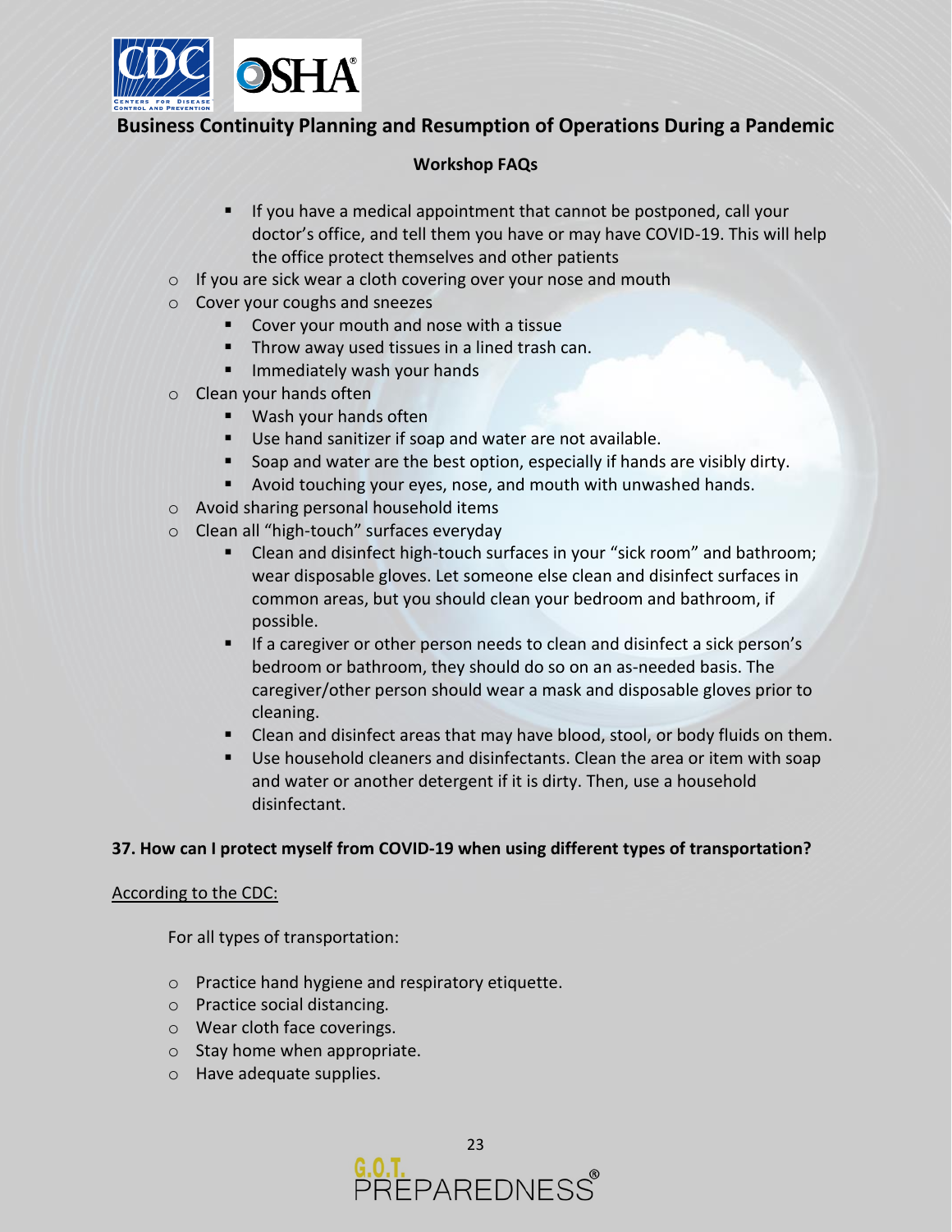- If you have a medical appointment that cannot be postponed, call your doctor's office, and tell them you have or may have COVID-19. This will help the office protect themselves and other patients
- If you are sick wear a cloth covering over your nose and mouth
- Cover your coughs and sneezes
  - Cover your mouth and nose with a tissue
  - Throw away used tissues in a lined trash can.
  - Immediately wash your hands
- Clean your hands often
  - Wash your hands often
  - Use hand sanitizer if soap and water are not available.
  - Soap and water are the best option, especially if hands are visibly dirty.
  - Avoid touching your eyes, nose, and mouth with unwashed hands.
- Avoid sharing personal household items
- Clean all "high-touch" surfaces everyday
  - Clean and disinfect high-touch surfaces in your "sick room" and bathroom; wear disposable gloves. Let someone else clean and disinfect surfaces in common areas, but you should clean your bedroom and bathroom, if possible.
  - If a caregiver or other person needs to clean and disinfect a sick person's bedroom or bathroom, they should do so on an as-needed basis. The caregiver/other person should wear a mask and disposable gloves prior to cleaning.
  - Clean and disinfect areas that may have blood, stool, or body fluids on them.
  - Use household cleaners and disinfectants. Clean the area or item with soap and water or another detergent if it is dirty. Then, use a household disinfectant.

**37. How can I protect myself from COVID-19 when using different types of transportation?**

According to the CDC:

For all types of transportation:

- Practice hand hygiene and respiratory etiquette.
- Practice social distancing.
- Wear cloth face coverings.
- Stay home when appropriate.
- Have adequate supplies.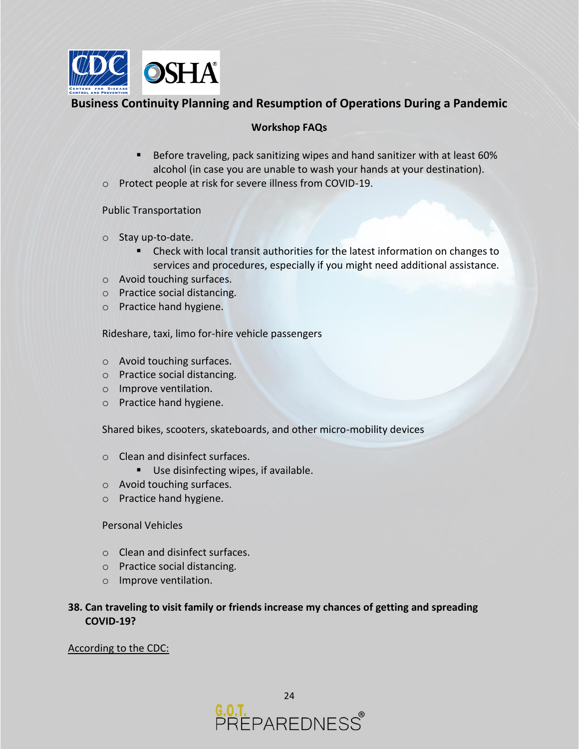- Before traveling, pack sanitizing wipes and hand sanitizer with at least 60% alcohol (in case you are unable to wash your hands at your destination).
  - Protect people at risk for severe illness from COVID-19.

Public Transportation

- Stay up-to-date.
  - Check with local transit authorities for the latest information on changes to services and procedures, especially if you might need additional assistance.
- Avoid touching surfaces.
- Practice social distancing.
- Practice hand hygiene.

Rideshare, taxi, limo for-hire vehicle passengers

- Avoid touching surfaces.
- Practice social distancing.
- Improve ventilation.
- Practice hand hygiene.

Shared bikes, scooters, skateboards, and other micro-mobility devices

- Clean and disinfect surfaces.
  - Use disinfecting wipes, if available.
- Avoid touching surfaces.
- Practice hand hygiene.

Personal Vehicles

- Clean and disinfect surfaces.
- Practice social distancing.
- Improve ventilation.

**38. Can traveling to visit family or friends increase my chances of getting and spreading COVID-19?**

According to the CDC: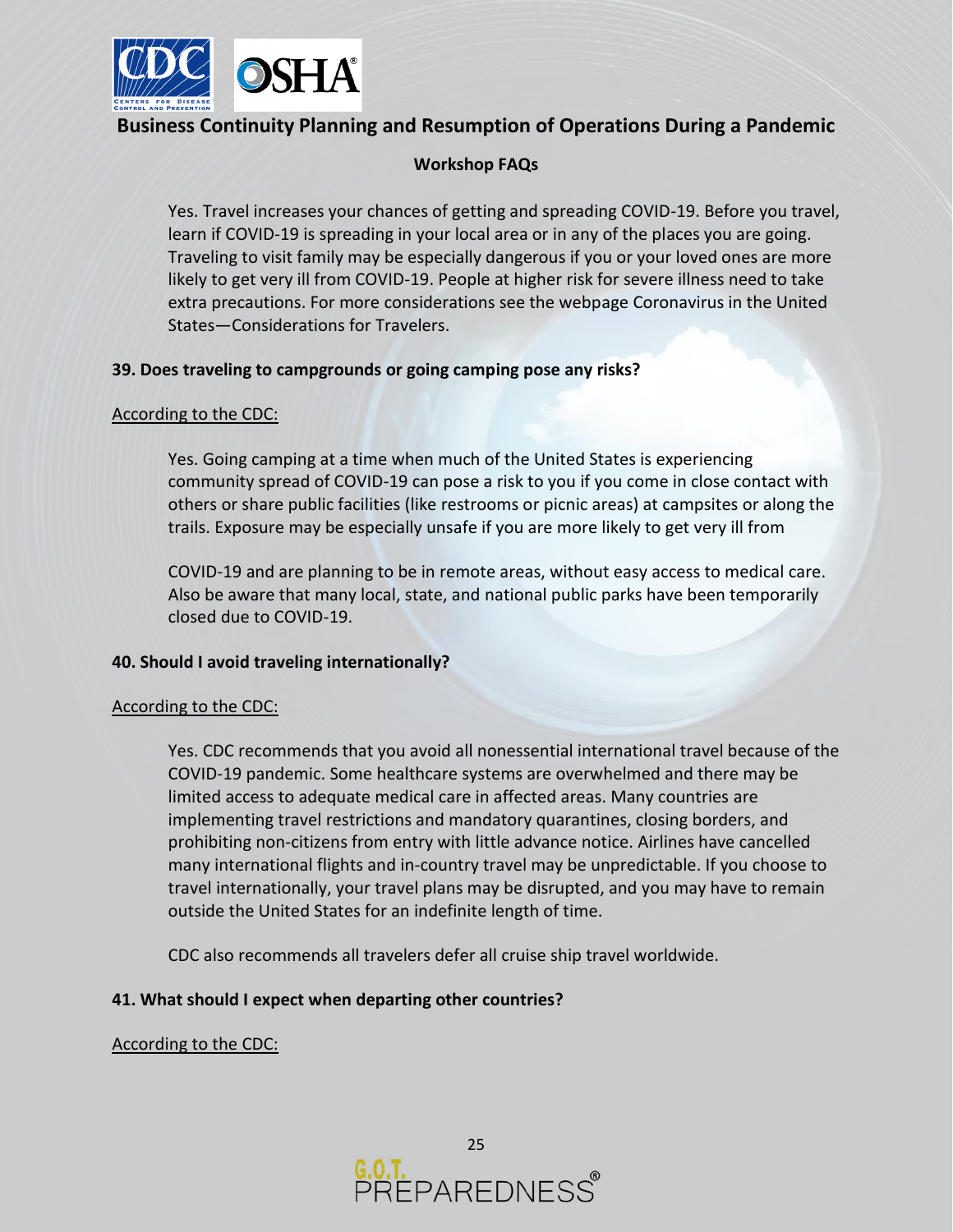Yes. Travel increases your chances of getting and spreading COVID-19. Before you travel, learn if COVID-19 is spreading in your local area or in any of the places you are going. Traveling to visit family may be especially dangerous if you or your loved ones are more likely to get very ill from COVID-19. People at higher risk for severe illness need to take extra precautions. For more considerations see the webpage Coronavirus in the United States—Considerations for Travelers.

**39. Does traveling to campgrounds or going camping pose any risks?**

According to the CDC:

Yes. Going camping at a time when much of the United States is experiencing community spread of COVID-19 can pose a risk to you if you come in close contact with others or share public facilities (like restrooms or picnic areas) at campsites or along the trails. Exposure may be especially unsafe if you are more likely to get very ill from COVID-19 and are planning to be in remote areas, without easy access to medical care. Also be aware that many local, state, and national public parks have been temporarily closed due to COVID-19.

**40. Should I avoid traveling internationally?**

According to the CDC:

Yes. CDC recommends that you avoid all nonessential international travel because of the COVID-19 pandemic. Some healthcare systems are overwhelmed and there may be limited access to adequate medical care in affected areas. Many countries are implementing travel restrictions and mandatory quarantines, closing borders, and prohibiting non-citizens from entry with little advance notice. Airlines have cancelled many international flights and in-country travel may be unpredictable. If you choose to travel internationally, your travel plans may be disrupted, and you may have to remain outside the United States for an indefinite length of time.

CDC also recommends all travelers defer all cruise ship travel worldwide.

**41. What should I expect when departing other countries?**

According to the CDC: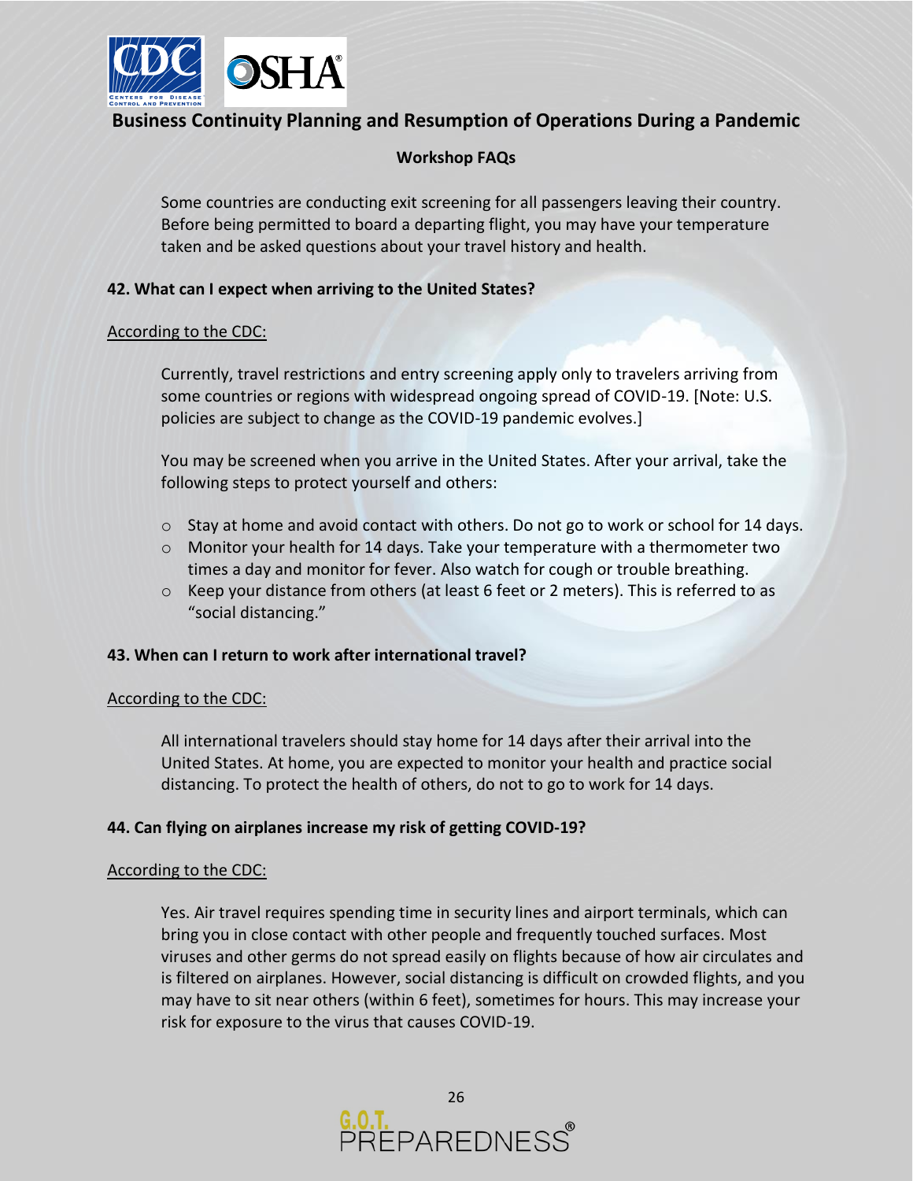Some countries are conducting exit screening for all passengers leaving their country. Before being permitted to board a departing flight, you may have your temperature taken and be asked questions about your travel history and health.

**42. What can I expect when arriving to the United States?**

According to the CDC:

Currently, travel restrictions and entry screening apply only to travelers arriving from some countries or regions with widespread ongoing spread of COVID-19. [Note: U.S. policies are subject to change as the COVID-19 pandemic evolves.]

You may be screened when you arrive in the United States. After your arrival, take the following steps to protect yourself and others:

- Stay at home and avoid contact with others. Do not go to work or school for 14 days.
- Monitor your health for 14 days. Take your temperature with a thermometer two times a day and monitor for fever. Also watch for cough or trouble breathing.
- Keep your distance from others (at least 6 feet or 2 meters). This is referred to as "social distancing."

**43. When can I return to work after international travel?**

According to the CDC:

All international travelers should stay home for 14 days after their arrival into the United States. At home, you are expected to monitor your health and practice social distancing. To protect the health of others, do not to go to work for 14 days.

**44. Can flying on airplanes increase my risk of getting COVID-19?**

According to the CDC:

Yes. Air travel requires spending time in security lines and airport terminals, which can bring you in close contact with other people and frequently touched surfaces. Most viruses and other germs do not spread easily on flights because of how air circulates and is filtered on airplanes. However, social distancing is difficult on crowded flights, and you may have to sit near others (within 6 feet), sometimes for hours. This may increase your risk for exposure to the virus that causes COVID-19.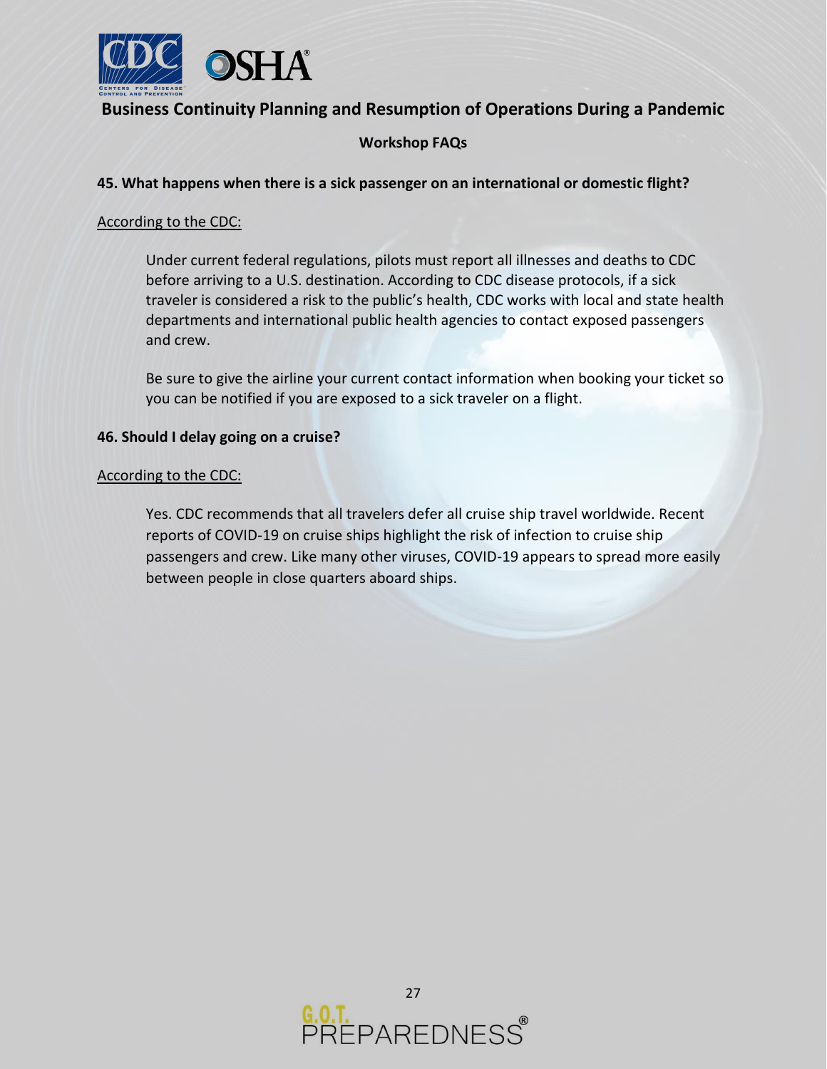**45. What happens when there is a sick passenger on an international or domestic flight?**

According to the CDC:

> Under current federal regulations, pilots must report all illnesses and deaths to CDC before arriving to a U.S. destination. According to CDC disease protocols, if a sick traveler is considered a risk to the public's health, CDC works with local and state health departments and international public health agencies to contact exposed passengers and crew.
>
> Be sure to give the airline your current contact information when booking your ticket so you can be notified if you are exposed to a sick traveler on a flight.

**46. Should I delay going on a cruise?**

According to the CDC:

> Yes. CDC recommends that all travelers defer all cruise ship travel worldwide. Recent reports of COVID-19 on cruise ships highlight the risk of infection to cruise ship passengers and crew. Like many other viruses, COVID-19 appears to spread more easily between people in close quarters aboard ships.